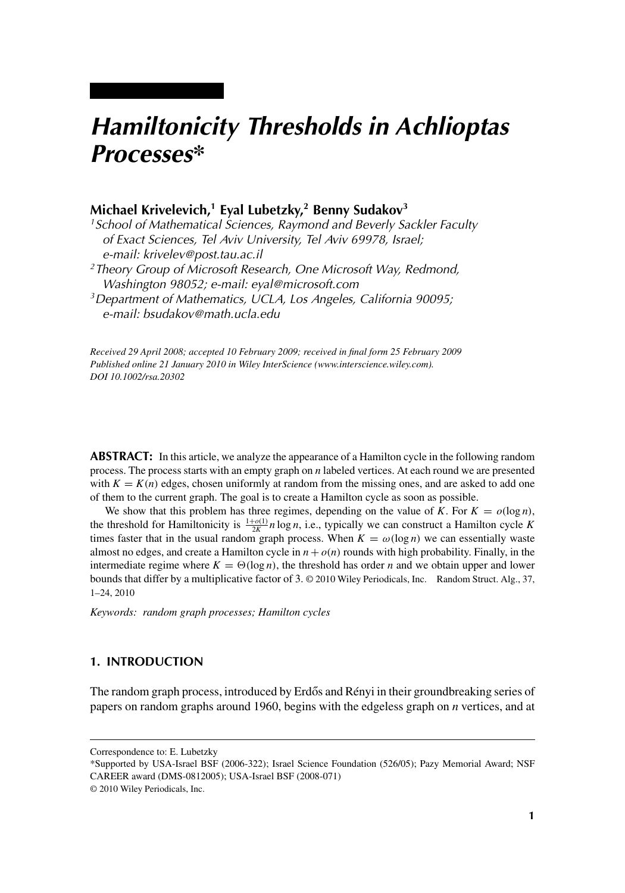# *Hamiltonicity Thresholds in Achlioptas Processes**

**Michael Krivelevich,[1] Eyal Lubetzky,[2] Benny Sudakov[3]**

[1] *School of Mathematical Sciences, Raymond and Beverly Sackler Faculty of Exact Sciences, Tel Aviv University, Tel Aviv 69978, Israel; e-mail: krivelev@post.tau.ac.il*

[2] *Theory Group of Microsoft Research, One Microsoft Way, Redmond, Washington 98052; e-mail: eyal@microsoft.com*

[3] *Department of Mathematics, UCLA, Los Angeles, California 90095; e-mail: bsudakov@math.ucla.edu*

*Received 29 April 2008; accepted 10 February 2009; received in final form 25 February 2009*
*Published online 21 January 2010 in Wiley InterScience (www.interscience.wiley.com).*
*DOI 10.1002/rsa.20302*

**ABSTRACT:** In this article, we analyze the appearance of a Hamilton cycle in the following random process. The process starts with an empty graph on $n$ labeled vertices. At each round we are presented with $K = K(n)$ edges, chosen uniformly at random from the missing ones, and are asked to add one of them to the current graph. The goal is to create a Hamilton cycle as soon as possible.

We show that this problem has three regimes, depending on the value of $K$. For $K = o(\log n)$, the threshold for Hamiltonicity is $\frac{1+o(1)}{2K} n \log n$, i.e., typically we can construct a Hamilton cycle $K$ times faster that in the usual random graph process. When $K = \omega(\log n)$ we can essentially waste almost no edges, and create a Hamilton cycle in $n + o(n)$ rounds with high probability. Finally, in the intermediate regime where $K = \Theta(\log n)$, the threshold has order $n$ and we obtain upper and lower bounds that differ by a multiplicative factor of 3. © 2010 Wiley Periodicals, Inc. Random Struct. Alg., 37, 1–24, 2010

*Keywords: random graph processes; Hamilton cycles*

## 1. INTRODUCTION

The random graph process, introduced by Erdős and Rényi in their groundbreaking series of papers on random graphs around 1960, begins with the edgeless graph on $n$ vertices, and at

---

Correspondence to: E. Lubetzky

*Supported by USA-Israel BSF (2006-322); Israel Science Foundation (526/05); Pazy Memorial Award; NSF CAREER award (DMS-0812005); USA-Israel BSF (2008-071)

© 2010 Wiley Periodicals, Inc.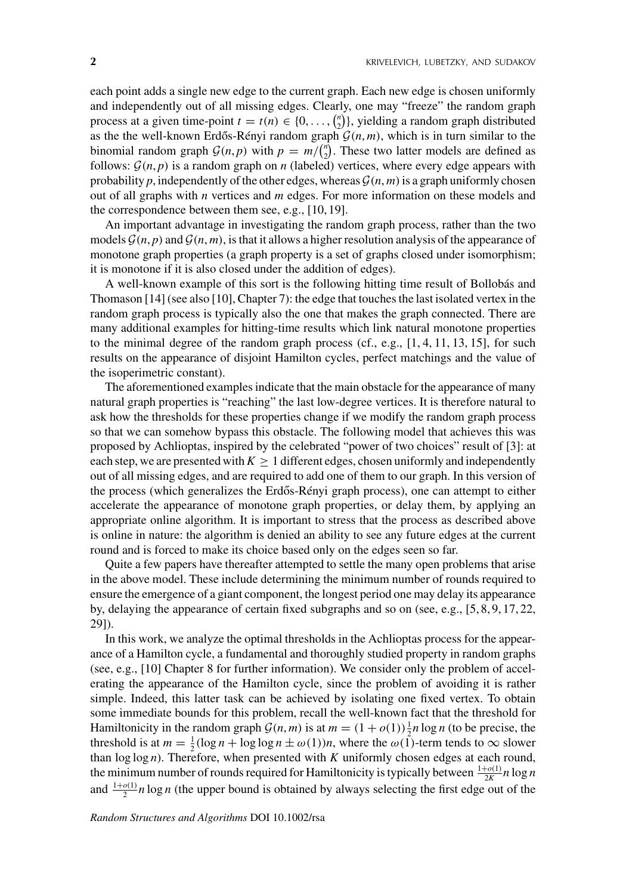each point adds a single new edge to the current graph. Each new edge is chosen uniformly and independently out of all missing edges. Clearly, one may "freeze" the random graph process at a given time-point $t = t(n) \in \{0, \ldots, \binom{n}{2}\}$, yielding a random graph distributed as the the well-known Erdős-Rényi random graph $\mathcal{G}(n, m)$, which is in turn similar to the binomial random graph $\mathcal{G}(n, p)$ with $p = m/\binom{n}{2}$. These two latter models are defined as follows: $\mathcal{G}(n, p)$ is a random graph on $n$ (labeled) vertices, where every edge appears with probability $p$, independently of the other edges, whereas $\mathcal{G}(n, m)$ is a graph uniformly chosen out of all graphs with $n$ vertices and $m$ edges. For more information on these models and the correspondence between them see, e.g., [10, 19].

An important advantage in investigating the random graph process, rather than the two models $\mathcal{G}(n, p)$ and $\mathcal{G}(n, m)$, is that it allows a higher resolution analysis of the appearance of monotone graph properties (a graph property is a set of graphs closed under isomorphism; it is monotone if it is also closed under the addition of edges).

A well-known example of this sort is the following hitting time result of Bollobás and Thomason [14] (see also [10], Chapter 7): the edge that touches the last isolated vertex in the random graph process is typically also the one that makes the graph connected. There are many additional examples for hitting-time results which link natural monotone properties to the minimal degree of the random graph process (cf., e.g., [1, 4, 11, 13, 15], for such results on the appearance of disjoint Hamilton cycles, perfect matchings and the value of the isoperimetric constant).

The aforementioned examples indicate that the main obstacle for the appearance of many natural graph properties is "reaching" the last low-degree vertices. It is therefore natural to ask how the thresholds for these properties change if we modify the random graph process so that we can somehow bypass this obstacle. The following model that achieves this was proposed by Achlioptas, inspired by the celebrated "power of two choices" result of [3]: at each step, we are presented with $K \geq 1$ different edges, chosen uniformly and independently out of all missing edges, and are required to add one of them to our graph. In this version of the process (which generalizes the Erdős-Rényi graph process), one can attempt to either accelerate the appearance of monotone graph properties, or delay them, by applying an appropriate online algorithm. It is important to stress that the process as described above is online in nature: the algorithm is denied an ability to see any future edges at the current round and is forced to make its choice based only on the edges seen so far.

Quite a few papers have thereafter attempted to settle the many open problems that arise in the above model. These include determining the minimum number of rounds required to ensure the emergence of a giant component, the longest period one may delay its appearance by, delaying the appearance of certain fixed subgraphs and so on (see, e.g., [5, 8, 9, 17, 22, 29]).

In this work, we analyze the optimal thresholds in the Achlioptas process for the appearance of a Hamilton cycle, a fundamental and thoroughly studied property in random graphs (see, e.g., [10] Chapter 8 for further information). We consider only the problem of accelerating the appearance of the Hamilton cycle, since the problem of avoiding it is rather simple. Indeed, this latter task can be achieved by isolating one fixed vertex. To obtain some immediate bounds for this problem, recall the well-known fact that the threshold for Hamiltonicity in the random graph $\mathcal{G}(n, m)$ is at $m = (1 + o(1))\frac{1}{2}n \log n$ (to be precise, the threshold is at $m = \frac{1}{2}(\log n + \log\log n \pm \omega(1))n$, where the $\omega(1)$-term tends to $\infty$ slower than $\log\log n$). Therefore, when presented with $K$ uniformly chosen edges at each round, the minimum number of rounds required for Hamiltonicity is typically between $\frac{1+o(1)}{2K}n \log n$ and $\frac{1+o(1)}{2}n \log n$ (the upper bound is obtained by always selecting the first edge out of the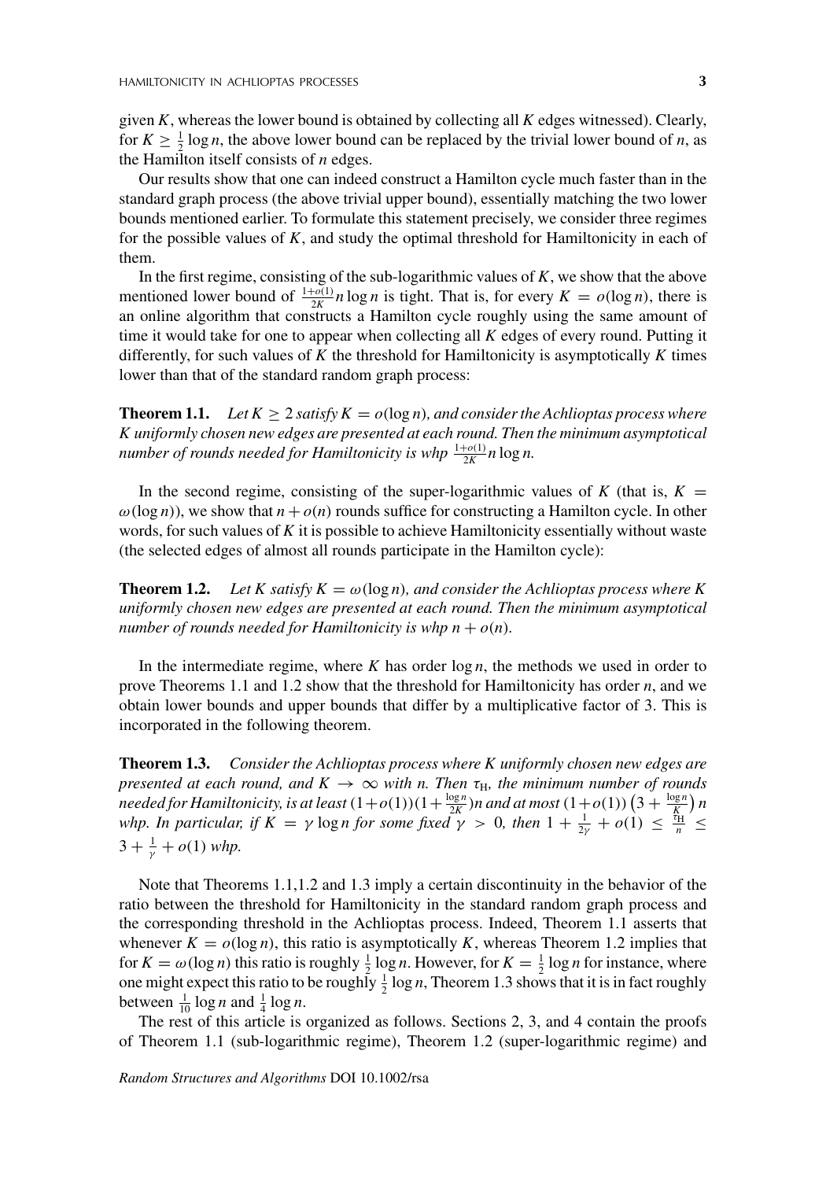given $K$, whereas the lower bound is obtained by collecting all $K$ edges witnessed). Clearly, for $K \geq \frac{1}{2}\log n$, the above lower bound can be replaced by the trivial lower bound of $n$, as the Hamilton itself consists of $n$ edges.

Our results show that one can indeed construct a Hamilton cycle much faster than in the standard graph process (the above trivial upper bound), essentially matching the two lower bounds mentioned earlier. To formulate this statement precisely, we consider three regimes for the possible values of $K$, and study the optimal threshold for Hamiltonicity in each of them.

In the first regime, consisting of the sub-logarithmic values of $K$, we show that the above mentioned lower bound of $\frac{1+o(1)}{2K} n \log n$ is tight. That is, for every $K = o(\log n)$, there is an online algorithm that constructs a Hamilton cycle roughly using the same amount of time it would take for one to appear when collecting all $K$ edges of every round. Putting it differently, for such values of $K$ the threshold for Hamiltonicity is asymptotically $K$ times lower than that of the standard random graph process:

**Theorem 1.1.** *Let $K \geq 2$ satisfy $K = o(\log n)$, and consider the Achlioptas process where $K$ uniformly chosen new edges are presented at each round. Then the minimum asymptotical number of rounds needed for Hamiltonicity is whp $\frac{1+o(1)}{2K} n \log n$.*

In the second regime, consisting of the super-logarithmic values of $K$ (that is, $K = \omega(\log n)$), we show that $n + o(n)$ rounds suffice for constructing a Hamilton cycle. In other words, for such values of $K$ it is possible to achieve Hamiltonicity essentially without waste (the selected edges of almost all rounds participate in the Hamilton cycle):

**Theorem 1.2.** *Let $K$ satisfy $K = \omega(\log n)$, and consider the Achlioptas process where $K$ uniformly chosen new edges are presented at each round. Then the minimum asymptotical number of rounds needed for Hamiltonicity is whp $n + o(n)$.*

In the intermediate regime, where $K$ has order $\log n$, the methods we used in order to prove Theorems 1.1 and 1.2 show that the threshold for Hamiltonicity has order $n$, and we obtain lower bounds and upper bounds that differ by a multiplicative factor of 3. This is incorporated in the following theorem.

**Theorem 1.3.** *Consider the Achlioptas process where $K$ uniformly chosen new edges are presented at each round, and $K \to \infty$ with $n$. Then $\tau_{\mathrm{H}}$, the minimum number of rounds needed for Hamiltonicity, is at least $(1+o(1))(1+\frac{\log n}{2K})n$ and at most $(1+o(1))\left(3 + \frac{\log n}{K}\right) n$ whp. In particular, if $K = \gamma \log n$ for some fixed $\gamma > 0$, then $1 + \frac{1}{2\gamma} + o(1) \leq \frac{\tau_{\mathrm{H}}}{n} \leq 3 + \frac{1}{\gamma} + o(1)$ whp.*

Note that Theorems 1.1,1.2 and 1.3 imply a certain discontinuity in the behavior of the ratio between the threshold for Hamiltonicity in the standard random graph process and the corresponding threshold in the Achlioptas process. Indeed, Theorem 1.1 asserts that whenever $K = o(\log n)$, this ratio is asymptotically $K$, whereas Theorem 1.2 implies that for $K = \omega(\log n)$ this ratio is roughly $\frac{1}{2}\log n$. However, for $K = \frac{1}{2}\log n$ for instance, where one might expect this ratio to be roughly $\frac{1}{2}\log n$, Theorem 1.3 shows that it is in fact roughly between $\frac{1}{10}\log n$ and $\frac{1}{4}\log n$.

The rest of this article is organized as follows. Sections 2, 3, and 4 contain the proofs of Theorem 1.1 (sub-logarithmic regime), Theorem 1.2 (super-logarithmic regime) and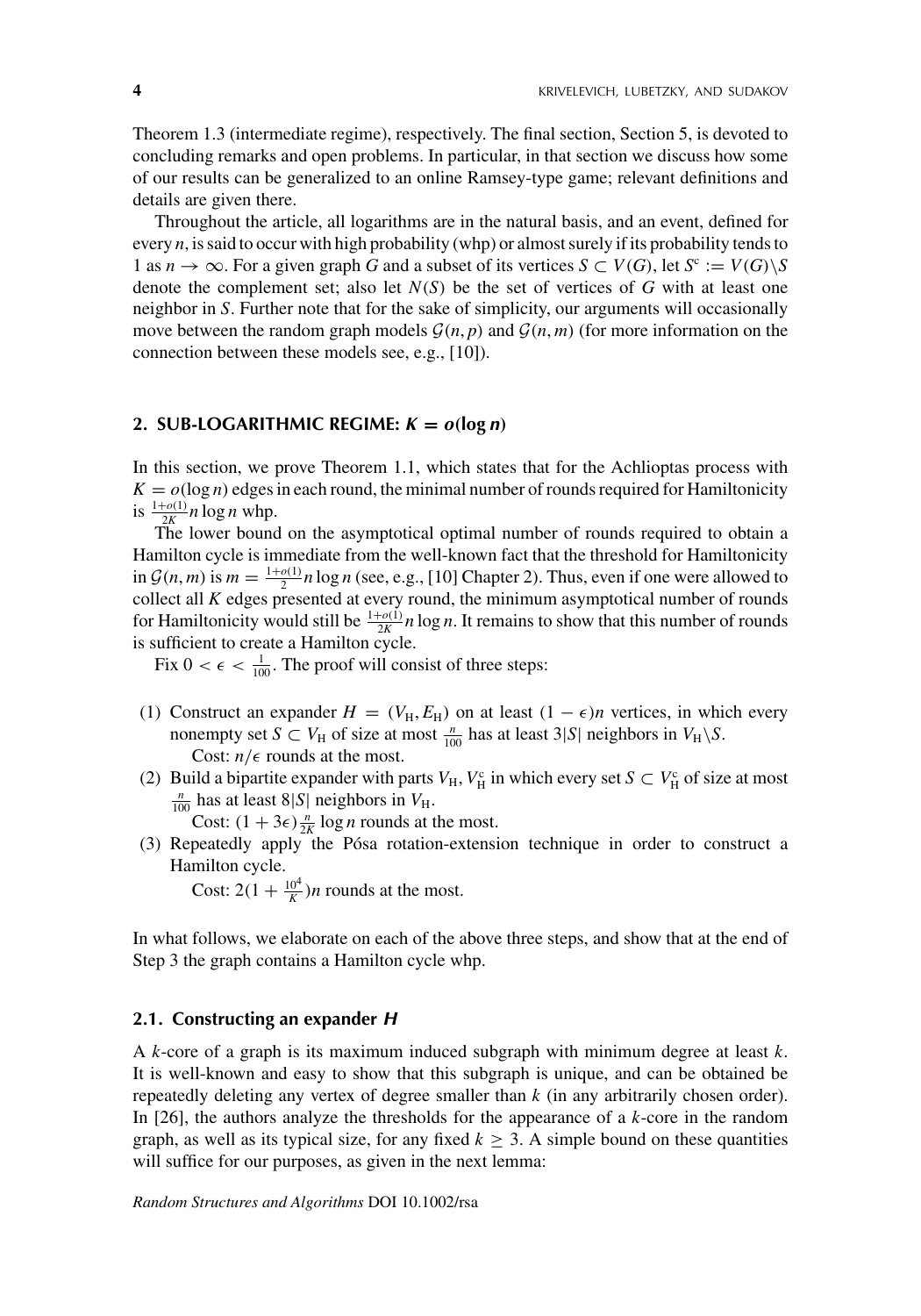Theorem 1.3 (intermediate regime), respectively. The final section, Section 5, is devoted to concluding remarks and open problems. In particular, in that section we discuss how some of our results can be generalized to an online Ramsey-type game; relevant definitions and details are given there.

Throughout the article, all logarithms are in the natural basis, and an event, defined for every $n$, is said to occur with high probability (whp) or almost surely if its probability tends to 1 as $n \to \infty$. For a given graph $G$ and a subset of its vertices $S \subset V(G)$, let $S^c := V(G) \setminus S$ denote the complement set; also let $N(S)$ be the set of vertices of $G$ with at least one neighbor in $S$. Further note that for the sake of simplicity, our arguments will occasionally move between the random graph models $\mathcal{G}(n, p)$ and $\mathcal{G}(n, m)$ (for more information on the connection between these models see, e.g., [10]).

## 2. SUB-LOGARITHMIC REGIME: $K = o(\log n)$

In this section, we prove Theorem 1.1, which states that for the Achlioptas process with $K = o(\log n)$ edges in each round, the minimal number of rounds required for Hamiltonicity is $\frac{1+o(1)}{2K} n \log n$ whp.

The lower bound on the asymptotical optimal number of rounds required to obtain a Hamilton cycle is immediate from the well-known fact that the threshold for Hamiltonicity in $\mathcal{G}(n, m)$ is $m = \frac{1+o(1)}{2} n \log n$ (see, e.g., [10] Chapter 2). Thus, even if one were allowed to collect all $K$ edges presented at every round, the minimum asymptotical number of rounds for Hamiltonicity would still be $\frac{1+o(1)}{2K} n \log n$. It remains to show that this number of rounds is sufficient to create a Hamilton cycle.

Fix $0 < \epsilon < \frac{1}{100}$. The proof will consist of three steps:

1. Construct an expander $H = (V_{\mathrm{H}}, E_{\mathrm{H}})$ on at least $(1 - \epsilon)n$ vertices, in which every nonempty set $S \subset V_{\mathrm{H}}$ of size at most $\frac{n}{100}$ has at least $3|S|$ neighbors in $V_{\mathrm{H}} \setminus S$.
   Cost: $n/\epsilon$ rounds at the most.
2. Build a bipartite expander with parts $V_{\mathrm{H}}, V_{\mathrm{H}}^c$ in which every set $S \subset V_{\mathrm{H}}^c$ of size at most $\frac{n}{100}$ has at least $8|S|$ neighbors in $V_{\mathrm{H}}$.
   Cost: $(1 + 3\epsilon)\frac{n}{2K} \log n$ rounds at the most.
3. Repeatedly apply the Pósa rotation-extension technique in order to construct a Hamilton cycle.
   Cost: $2(1 + \frac{10^4}{K})n$ rounds at the most.

In what follows, we elaborate on each of the above three steps, and show that at the end of Step 3 the graph contains a Hamilton cycle whp.

### 2.1. Constructing an expander $H$

A $k$-core of a graph is its maximum induced subgraph with minimum degree at least $k$. It is well-known and easy to show that this subgraph is unique, and can be obtained be repeatedly deleting any vertex of degree smaller than $k$ (in any arbitrarily chosen order). In [26], the authors analyze the thresholds for the appearance of a $k$-core in the random graph, as well as its typical size, for any fixed $k \geq 3$. A simple bound on these quantities will suffice for our purposes, as given in the next lemma: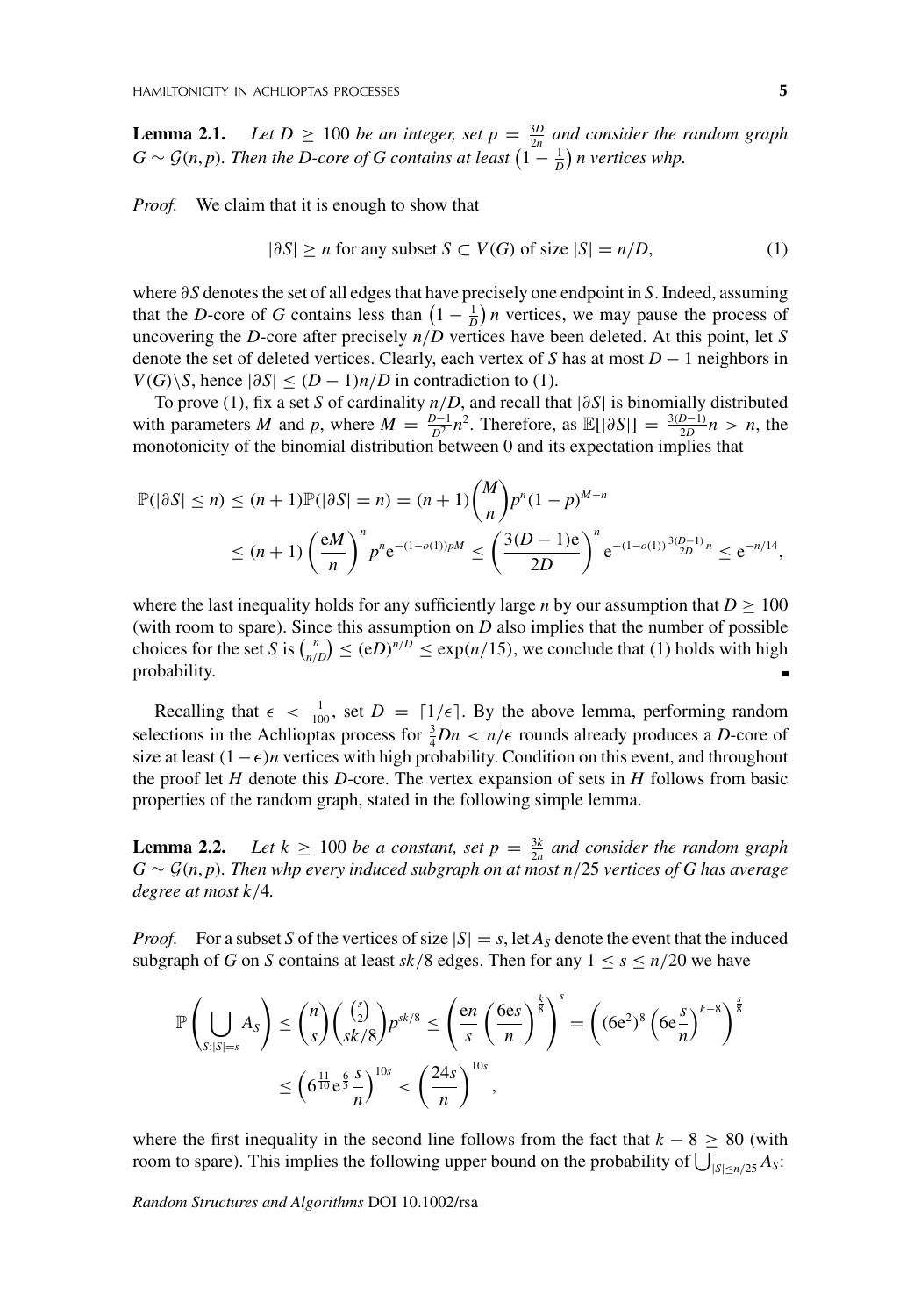**Lemma 2.1.** *Let $D \geq 100$ be an integer, set $p = \frac{3D}{2n}$ and consider the random graph $G \sim \mathcal{G}(n,p)$. Then the D-core of G contains at least $\left(1 - \frac{1}{D}\right) n$ vertices whp.*

*Proof.* We claim that it is enough to show that

$$|\partial S| \geq n \text{ for any subset } S \subset V(G) \text{ of size } |S| = n/D, \tag{1}$$

where $\partial S$ denotes the set of all edges that have precisely one endpoint in $S$. Indeed, assuming that the $D$-core of $G$ contains less than $\left(1 - \frac{1}{D}\right) n$ vertices, we may pause the process of uncovering the $D$-core after precisely $n/D$ vertices have been deleted. At this point, let $S$ denote the set of deleted vertices. Clearly, each vertex of $S$ has at most $D - 1$ neighbors in $V(G) \backslash S$, hence $|\partial S| \leq (D-1)n/D$ in contradiction to (1).

To prove (1), fix a set $S$ of cardinality $n/D$, and recall that $|\partial S|$ is binomially distributed with parameters $M$ and $p$, where $M = \frac{D-1}{D^2} n^2$. Therefore, as $\mathbb{E}[|\partial S|] = \frac{3(D-1)}{2D} n > n$, the monotonicity of the binomial distribution between 0 and its expectation implies that

$$\begin{aligned}
\mathbb{P}(|\partial S| \leq n) &\leq (n+1)\mathbb{P}(|\partial S| = n) = (n+1)\binom{M}{n} p^n (1-p)^{M-n} \\
&\leq (n+1)\left(\frac{\mathrm{e}M}{n}\right)^n p^n \mathrm{e}^{-(1-o(1))pM} \leq \left(\frac{3(D-1)\mathrm{e}}{2D}\right)^n \mathrm{e}^{-(1-o(1))\frac{3(D-1)}{2D}n} \leq \mathrm{e}^{-n/14},
\end{aligned}$$

where the last inequality holds for any sufficiently large $n$ by our assumption that $D \geq 100$ (with room to spare). Since this assumption on $D$ also implies that the number of possible choices for the set $S$ is $\binom{n}{n/D} \leq (\mathrm{e}D)^{n/D} \leq \exp(n/15)$, we conclude that (1) holds with high probability. ∎

Recalling that $\epsilon < \frac{1}{100}$, set $D = \lceil 1/\epsilon \rceil$. By the above lemma, performing random selections in the Achlioptas process for $\frac{3}{4}Dn < n/\epsilon$ rounds already produces a $D$-core of size at least $(1-\epsilon)n$ vertices with high probability. Condition on this event, and throughout the proof let $H$ denote this $D$-core. The vertex expansion of sets in $H$ follows from basic properties of the random graph, stated in the following simple lemma.

**Lemma 2.2.** *Let $k \geq 100$ be a constant, set $p = \frac{3k}{2n}$ and consider the random graph $G \sim \mathcal{G}(n,p)$. Then whp every induced subgraph on at most $n/25$ vertices of G has average degree at most $k/4$.*

*Proof.* For a subset $S$ of the vertices of size $|S| = s$, let $A_S$ denote the event that the induced subgraph of $G$ on $S$ contains at least $sk/8$ edges. Then for any $1 \leq s \leq n/20$ we have

$$\begin{aligned}
\mathbb{P}\left(\bigcup_{S:|S|=s} A_S\right) &\leq \binom{n}{s}\binom{\binom{s}{2}}{sk/8} p^{sk/8} \leq \left(\frac{\mathrm{e}n}{s}\left(\frac{6\mathrm{e}s}{n}\right)^{\frac{k}{8}}\right)^s = \left((6\mathrm{e}^2)^8\left(6\mathrm{e}\frac{s}{n}\right)^{k-8}\right)^{\frac{s}{8}} \\
&\leq \left(6^{\frac{11}{10}}\mathrm{e}^{\frac{6}{5}}\frac{s}{n}\right)^{10s} < \left(\frac{24s}{n}\right)^{10s},
\end{aligned}$$

where the first inequality in the second line follows from the fact that $k - 8 \geq 80$ (with room to spare). This implies the following upper bound on the probability of $\bigcup_{|S| \leq n/25} A_S$: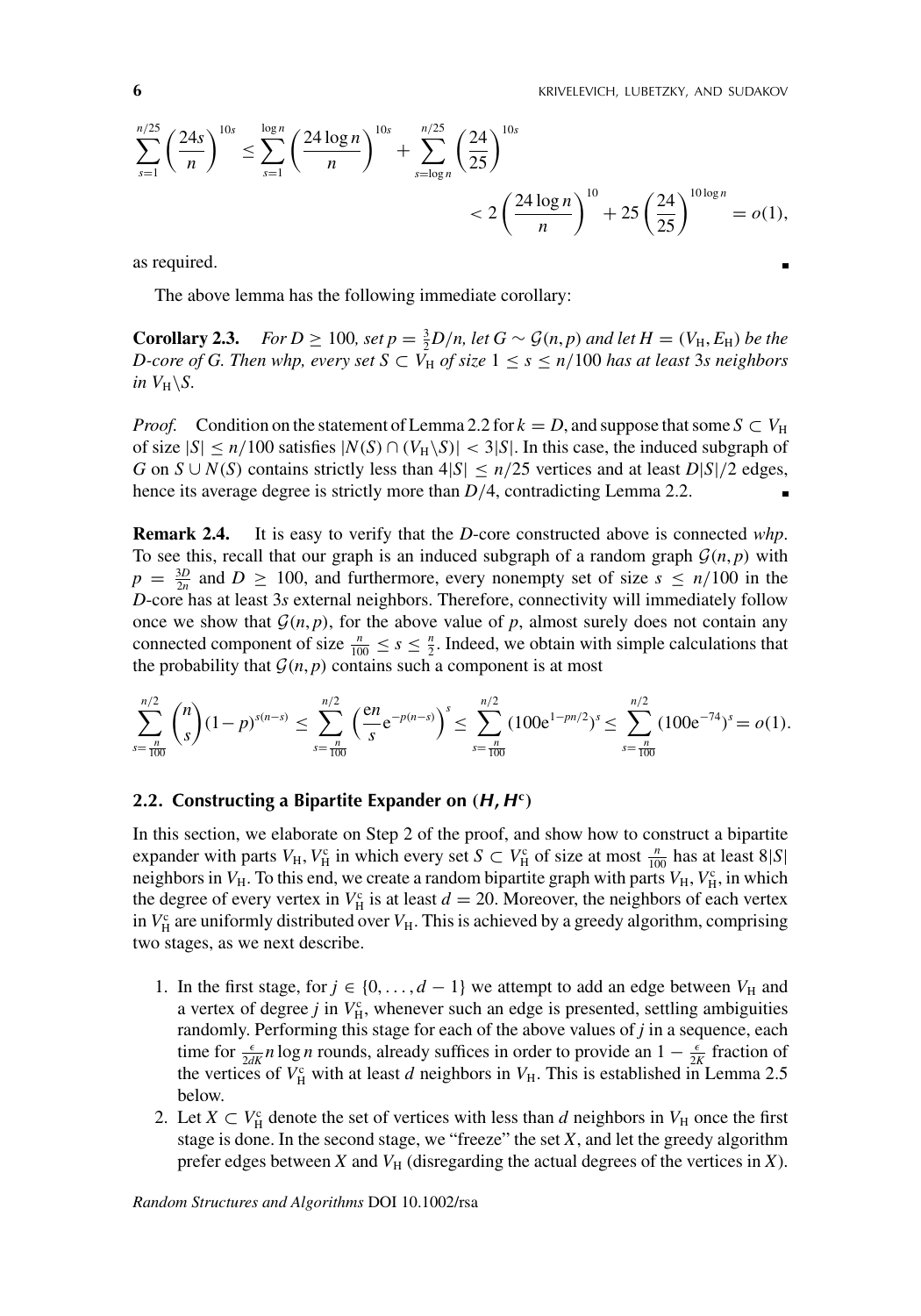$$\sum_{s=1}^{n/25}\left(\frac{24s}{n}\right)^{10s} \leq \sum_{s=1}^{\log n}\left(\frac{24\log n}{n}\right)^{10s} + \sum_{s=\log n}^{n/25}\left(\frac{24}{25}\right)^{10s}$$
$$< 2\left(\frac{24\log n}{n}\right)^{10} + 25\left(\frac{24}{25}\right)^{10\log n} = o(1),$$

as required. ∎

The above lemma has the following immediate corollary:

**Corollary 2.3.** *For $D \geq 100$, set $p = \frac{3}{2}D/n$, let $G \sim \mathcal{G}(n,p)$ and let $H = (V_H, E_H)$ be the $D$-core of $G$. Then whp, every set $S \subset V_H$ of size $1 \leq s \leq n/100$ has at least $3s$ neighbors in $V_H \backslash S$.*

*Proof.* Condition on the statement of Lemma 2.2 for $k = D$, and suppose that some $S \subset V_H$ of size $|S| \leq n/100$ satisfies $|N(S) \cap (V_H \backslash S)| < 3|S|$. In this case, the induced subgraph of $G$ on $S \cup N(S)$ contains strictly less than $4|S| \leq n/25$ vertices and at least $D|S|/2$ edges, hence its average degree is strictly more than $D/4$, contradicting Lemma 2.2. ∎

**Remark 2.4.** It is easy to verify that the $D$-core constructed above is connected *whp*. To see this, recall that our graph is an induced subgraph of a random graph $\mathcal{G}(n,p)$ with $p = \frac{3D}{2n}$ and $D \geq 100$, and furthermore, every nonempty set of size $s \leq n/100$ in the $D$-core has at least $3s$ external neighbors. Therefore, connectivity will immediately follow once we show that $\mathcal{G}(n,p)$, for the above value of $p$, almost surely does not contain any connected component of size $\frac{n}{100} \leq s \leq \frac{n}{2}$. Indeed, we obtain with simple calculations that the probability that $\mathcal{G}(n,p)$ contains such a component is at most

$$\sum_{s=\frac{n}{100}}^{n/2}\binom{n}{s}(1-p)^{s(n-s)} \leq \sum_{s=\frac{n}{100}}^{n/2}\left(\frac{en}{s}e^{-p(n-s)}\right)^s \leq \sum_{s=\frac{n}{100}}^{n/2}(100e^{1-pn/2})^s \leq \sum_{s=\frac{n}{100}}^{n/2}(100e^{-74})^s = o(1).$$

## 2.2. Constructing a Bipartite Expander on $(H, H^c)$

In this section, we elaborate on Step 2 of the proof, and show how to construct a bipartite expander with parts $V_H, V_H^c$ in which every set $S \subset V_H^c$ of size at most $\frac{n}{100}$ has at least $8|S|$ neighbors in $V_H$. To this end, we create a random bipartite graph with parts $V_H, V_H^c$, in which the degree of every vertex in $V_H^c$ is at least $d = 20$. Moreover, the neighbors of each vertex in $V_H^c$ are uniformly distributed over $V_H$. This is achieved by a greedy algorithm, comprising two stages, as we next describe.

1. In the first stage, for $j \in \{0, \ldots, d-1\}$ we attempt to add an edge between $V_H$ and a vertex of degree $j$ in $V_H^c$, whenever such an edge is presented, settling ambiguities randomly. Performing this stage for each of the above values of $j$ in a sequence, each time for $\frac{\epsilon}{2dK}n \log n$ rounds, already suffices in order to provide an $1 - \frac{\epsilon}{2K}$ fraction of the vertices of $V_H^c$ with at least $d$ neighbors in $V_H$. This is established in Lemma 2.5 below.
2. Let $X \subset V_H^c$ denote the set of vertices with less than $d$ neighbors in $V_H$ once the first stage is done. In the second stage, we "freeze" the set $X$, and let the greedy algorithm prefer edges between $X$ and $V_H$ (disregarding the actual degrees of the vertices in $X$).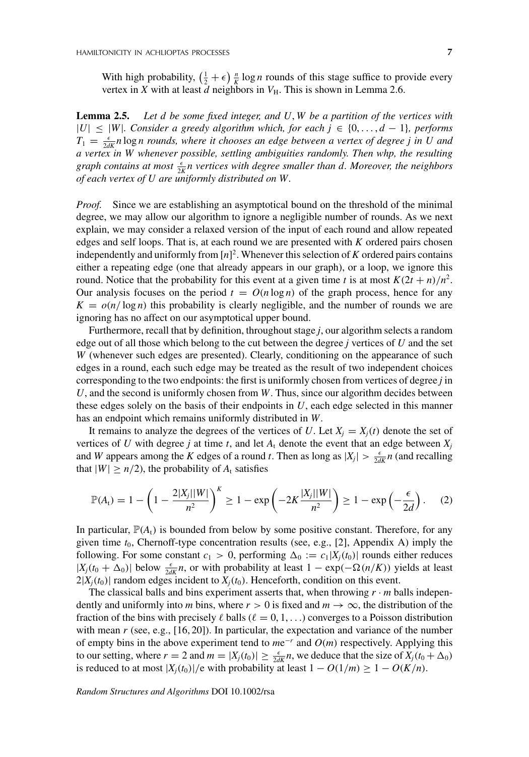With high probability, $\left(\frac{1}{2}+\epsilon\right)\frac{n}{K}\log n$ rounds of this stage suffice to provide every vertex in $X$ with at least $d$ neighbors in $V_{\mathrm{H}}$. This is shown in Lemma 2.6.

**Lemma 2.5.** *Let $d$ be some fixed integer, and $U, W$ be a partition of the vertices with $|U| \leq |W|$. Consider a greedy algorithm which, for each $j \in \{0, \ldots, d-1\}$, performs $T_1 = \frac{\epsilon}{2dK} n \log n$ rounds, where it chooses an edge between a vertex of degree $j$ in $U$ and a vertex in $W$ whenever possible, settling ambiguities randomly. Then whp, the resulting graph contains at most $\frac{\epsilon}{2K} n$ vertices with degree smaller than $d$. Moreover, the neighbors of each vertex of $U$ are uniformly distributed on $W$.*

*Proof.* Since we are establishing an asymptotical bound on the threshold of the minimal degree, we may allow our algorithm to ignore a negligible number of rounds. As we next explain, we may consider a relaxed version of the input of each round and allow repeated edges and self loops. That is, at each round we are presented with $K$ ordered pairs chosen independently and uniformly from $[n]^2$. Whenever this selection of $K$ ordered pairs contains either a repeating edge (one that already appears in our graph), or a loop, we ignore this round. Notice that the probability for this event at a given time $t$ is at most $K(2t+n)/n^2$. Our analysis focuses on the period $t = O(n \log n)$ of the graph process, hence for any $K = o(n/\log n)$ this probability is clearly negligible, and the number of rounds we are ignoring has no affect on our asymptotical upper bound.

Furthermore, recall that by definition, throughout stage $j$, our algorithm selects a random edge out of all those which belong to the cut between the degree $j$ vertices of $U$ and the set $W$ (whenever such edges are presented). Clearly, conditioning on the appearance of such edges in a round, each such edge may be treated as the result of two independent choices corresponding to the two endpoints: the first is uniformly chosen from vertices of degree $j$ in $U$, and the second is uniformly chosen from $W$. Thus, since our algorithm decides between these edges solely on the basis of their endpoints in $U$, each edge selected in this manner has an endpoint which remains uniformly distributed in $W$.

It remains to analyze the degrees of the vertices of $U$. Let $X_j = X_j(t)$ denote the set of vertices of $U$ with degree $j$ at time $t$, and let $A_t$ denote the event that an edge between $X_j$ and $W$ appears among the $K$ edges of a round $t$. Then as long as $|X_j| > \frac{\epsilon}{2dK} n$ (and recalling that $|W| \geq n/2$), the probability of $A_t$ satisfies

$$\mathbb{P}(A_t) = 1 - \left(1 - \frac{2|X_j||W|}{n^2}\right)^K \geq 1 - \exp\left(-2K\frac{|X_j||W|}{n^2}\right) \geq 1 - \exp\left(-\frac{\epsilon}{2d}\right). \quad (2)$$

In particular, $\mathbb{P}(A_t)$ is bounded from below by some positive constant. Therefore, for any given time $t_0$, Chernoff-type concentration results (see, e.g., [2], Appendix A) imply the following. For some constant $c_1 > 0$, performing $\Delta_0 := c_1|X_j(t_0)|$ rounds either reduces $|X_j(t_0 + \Delta_0)|$ below $\frac{\epsilon}{2dK} n$, or with probability at least $1 - \exp(-\Omega(n/K))$ yields at least $2|X_j(t_0)|$ random edges incident to $X_j(t_0)$. Henceforth, condition on this event.

The classical balls and bins experiment asserts that, when throwing $r \cdot m$ balls independently and uniformly into $m$ bins, where $r > 0$ is fixed and $m \to \infty$, the distribution of the fraction of the bins with precisely $\ell$ balls ($\ell = 0, 1, \ldots$) converges to a Poisson distribution with mean $r$ (see, e.g., [16, 20]). In particular, the expectation and variance of the number of empty bins in the above experiment tend to $me^{-r}$ and $O(m)$ respectively. Applying this to our setting, where $r = 2$ and $m = |X_j(t_0)| \geq \frac{\epsilon}{2dK} n$, we deduce that the size of $X_j(t_0 + \Delta_0)$ is reduced to at most $|X_j(t_0)|/\mathrm{e}$ with probability at least $1 - O(1/m) \geq 1 - O(K/n)$.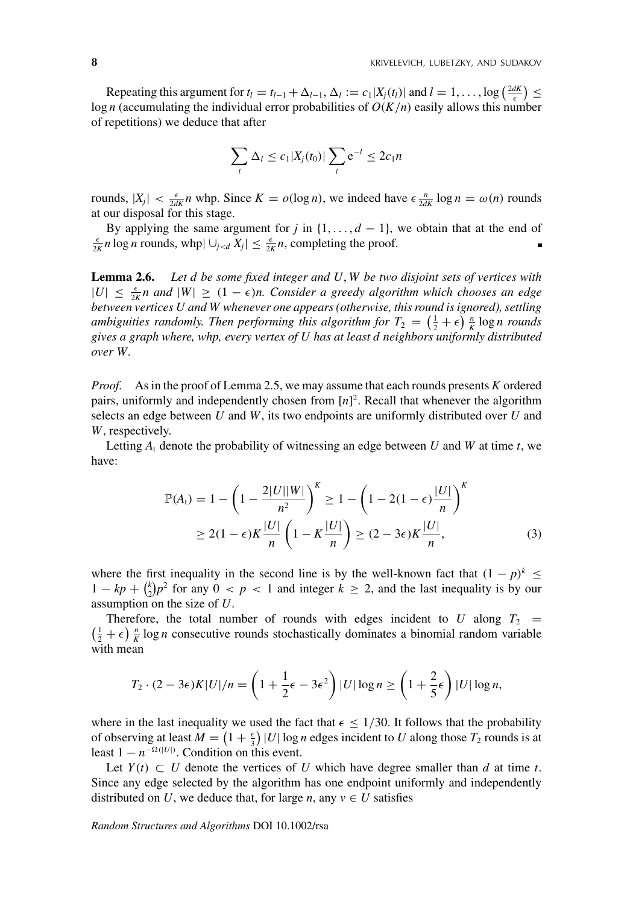Repeating this argument for $t_l = t_{l-1} + \Delta_{l-1}$, $\Delta_l := c_1|X_j(t_l)|$ and $l = 1, \ldots, \log\left(\frac{2dK}{\epsilon}\right) \leq \log n$ (accumulating the individual error probabilities of $O(K/n)$ easily allows this number of repetitions) we deduce that after

$$\sum_l \Delta_l \leq c_1|X_j(t_0)| \sum_l \mathrm{e}^{-l} \leq 2c_1 n$$

rounds, $|X_j| < \frac{\epsilon}{2dK}n$ whp. Since $K = o(\log n)$, we indeed have $\epsilon \frac{n}{2dK} \log n = \omega(n)$ rounds at our disposal for this stage.

By applying the same argument for $j$ in $\{1, \ldots, d-1\}$, we obtain that at the end of $\frac{\epsilon}{2K} n \log n$ rounds, whp$|\cup_{j<d} X_j| \leq \frac{\epsilon}{2K}n$, completing the proof. ∎

**Lemma 2.6.** *Let $d$ be some fixed integer and $U, W$ be two disjoint sets of vertices with $|U| \leq \frac{\epsilon}{2K}n$ and $|W| \geq (1-\epsilon)n$. Consider a greedy algorithm which chooses an edge between vertices $U$ and $W$ whenever one appears (otherwise, this round is ignored), settling ambiguities randomly. Then performing this algorithm for $T_2 = \left(\frac{1}{2} + \epsilon\right)\frac{n}{K}\log n$ rounds gives a graph where, whp, every vertex of $U$ has at least $d$ neighbors uniformly distributed over $W$.*

*Proof.* As in the proof of Lemma 2.5, we may assume that each rounds presents $K$ ordered pairs, uniformly and independently chosen from $[n]^2$. Recall that whenever the algorithm selects an edge between $U$ and $W$, its two endpoints are uniformly distributed over $U$ and $W$, respectively.

Letting $A_t$ denote the probability of witnessing an edge between $U$ and $W$ at time $t$, we have:

$$\begin{aligned}
\mathbb{P}(A_t) = 1 - \left(1 - \frac{2|U||W|}{n^2}\right)^K &\geq 1 - \left(1 - 2(1-\epsilon)\frac{|U|}{n}\right)^K \\
&\geq 2(1-\epsilon)K\frac{|U|}{n}\left(1 - K\frac{|U|}{n}\right) \geq (2 - 3\epsilon)K\frac{|U|}{n},
\end{aligned} \tag{3}$$

where the first inequality in the second line is by the well-known fact that $(1-p)^k \leq 1 - kp + \binom{k}{2}p^2$ for any $0 < p < 1$ and integer $k \geq 2$, and the last inequality is by our assumption on the size of $U$.

Therefore, the total number of rounds with edges incident to $U$ along $T_2 = \left(\frac{1}{2} + \epsilon\right)\frac{n}{K}\log n$ consecutive rounds stochastically dominates a binomial random variable with mean

$$T_2 \cdot (2 - 3\epsilon)K|U|/n = \left(1 + \frac{1}{2}\epsilon - 3\epsilon^2\right)|U|\log n \geq \left(1 + \frac{2}{5}\epsilon\right)|U|\log n,$$

where in the last inequality we used the fact that $\epsilon \leq 1/30$. It follows that the probability of observing at least $M = \left(1 + \frac{\epsilon}{3}\right)|U|\log n$ edges incident to $U$ along those $T_2$ rounds is at least $1 - n^{-\Omega(|U|)}$. Condition on this event.

Let $Y(t) \subset U$ denote the vertices of $U$ which have degree smaller than $d$ at time $t$. Since any edge selected by the algorithm has one endpoint uniformly and independently distributed on $U$, we deduce that, for large $n$, any $v \in U$ satisfies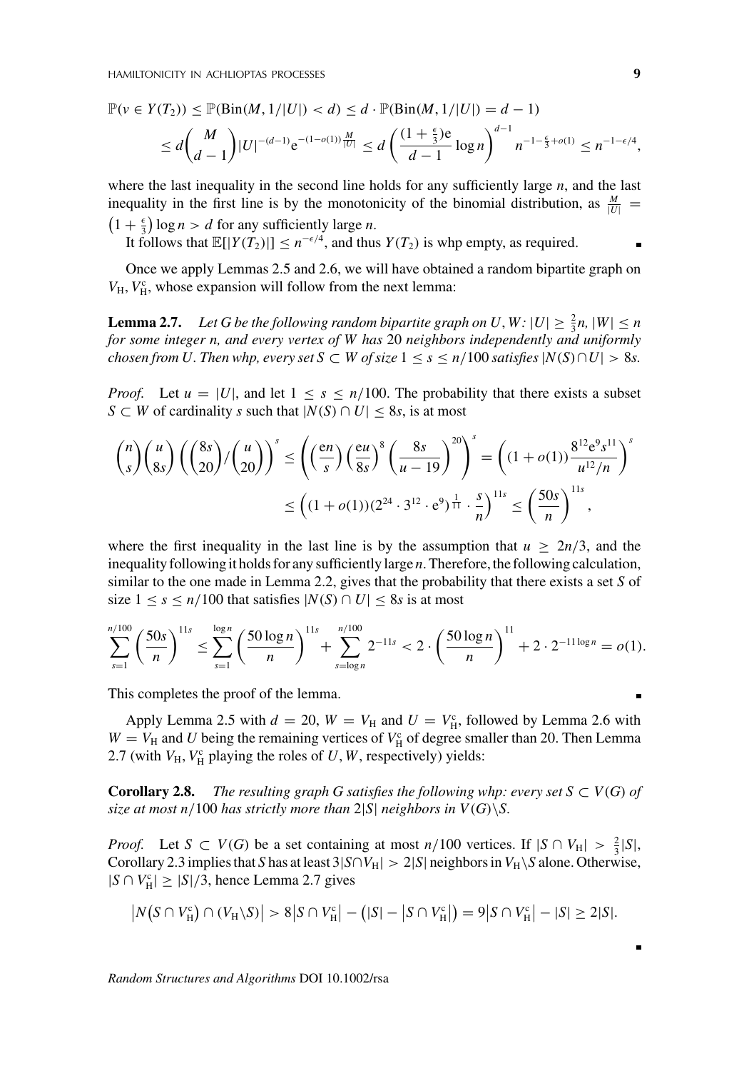$$\mathbb{P}(v \in Y(T_2)) \leq \mathbb{P}(\text{Bin}(M, 1/|U|) < d) \leq d \cdot \mathbb{P}(\text{Bin}(M, 1/|U|) = d-1)$$

$$\leq d\binom{M}{d-1}|U|^{-(d-1)}\mathrm{e}^{-(1-o(1))\frac{M}{|U|}} \leq d\left(\frac{(1+\frac{\epsilon}{3})\mathrm{e}}{d-1}\log n\right)^{d-1} n^{-1-\frac{\epsilon}{3}+o(1)} \leq n^{-1-\epsilon/4},$$

where the last inequality in the second line holds for any sufficiently large $n$, and the last inequality in the first line is by the monotonicity of the binomial distribution, as $\frac{M}{|U|} = \left(1+\frac{\epsilon}{3}\right)\log n > d$ for any sufficiently large $n$.

It follows that $\mathbb{E}[|Y(T_2)|] \leq n^{-\epsilon/4}$, and thus $Y(T_2)$ is whp empty, as required. ∎

Once we apply Lemmas 2.5 and 2.6, we will have obtained a random bipartite graph on $V_{\mathrm{H}}, V_{\mathrm{H}}^{\mathrm{c}}$, whose expansion will follow from the next lemma:

**Lemma 2.7.** *Let $G$ be the following random bipartite graph on $U, W$: $|U| \geq \frac{2}{3}n$, $|W| \leq n$ for some integer $n$, and every vertex of $W$ has 20 neighbors independently and uniformly chosen from $U$. Then whp, every set $S \subset W$ of size $1 \leq s \leq n/100$ satisfies $|N(S) \cap U| > 8s$.*

*Proof.* Let $u = |U|$, and let $1 \leq s \leq n/100$. The probability that there exists a subset $S \subset W$ of cardinality $s$ such that $|N(S) \cap U| \leq 8s$, is at most

$$\binom{n}{s}\binom{u}{8s}\left(\binom{8s}{20}\Big/\binom{u}{20}\right)^s \leq \left(\left(\frac{\mathrm{e}n}{s}\right)\left(\frac{\mathrm{e}u}{8s}\right)^8\left(\frac{8s}{u-19}\right)^{20}\right)^s = \left((1+o(1))\frac{8^{12}\mathrm{e}^9 s^{11}}{u^{12}/n}\right)^s$$

$$\leq \left((1+o(1))(2^{24}\cdot 3^{12}\cdot \mathrm{e}^9)^{\frac{1}{11}}\cdot\frac{s}{n}\right)^{11s} \leq \left(\frac{50s}{n}\right)^{11s},$$

where the first inequality in the last line is by the assumption that $u \geq 2n/3$, and the inequality following it holds for any sufficiently large $n$. Therefore, the following calculation, similar to the one made in Lemma 2.2, gives that the probability that there exists a set $S$ of size $1 \leq s \leq n/100$ that satisfies $|N(S) \cap U| \leq 8s$ is at most

$$\sum_{s=1}^{n/100}\left(\frac{50s}{n}\right)^{11s} \leq \sum_{s=1}^{\log n}\left(\frac{50\log n}{n}\right)^{11s} + \sum_{s=\log n}^{n/100} 2^{-11s} < 2\cdot\left(\frac{50\log n}{n}\right)^{11} + 2\cdot 2^{-11\log n} = o(1).$$

This completes the proof of the lemma. ∎

Apply Lemma 2.5 with $d = 20$, $W = V_{\mathrm{H}}$ and $U = V_{\mathrm{H}}^{\mathrm{c}}$, followed by Lemma 2.6 with $W = V_{\mathrm{H}}$ and $U$ being the remaining vertices of $V_{\mathrm{H}}^{\mathrm{c}}$ of degree smaller than 20. Then Lemma 2.7 (with $V_{\mathrm{H}}, V_{\mathrm{H}}^{\mathrm{c}}$ playing the roles of $U, W$, respectively) yields:

**Corollary 2.8.** *The resulting graph $G$ satisfies the following whp: every set $S \subset V(G)$ of size at most $n/100$ has strictly more than $2|S|$ neighbors in $V(G)\backslash S$.*

*Proof.* Let $S \subset V(G)$ be a set containing at most $n/100$ vertices. If $|S \cap V_{\mathrm{H}}| > \frac{2}{3}|S|$, Corollary 2.3 implies that $S$ has at least $3|S \cap V_{\mathrm{H}}| > 2|S|$ neighbors in $V_{\mathrm{H}}\backslash S$ alone. Otherwise, $|S \cap V_{\mathrm{H}}^{\mathrm{c}}| \geq |S|/3$, hence Lemma 2.7 gives

$$\left|N\left(S \cap V_{\mathrm{H}}^{\mathrm{c}}\right) \cap (V_{\mathrm{H}}\backslash S)\right| > 8\left|S \cap V_{\mathrm{H}}^{\mathrm{c}}\right| - \left(|S| - \left|S \cap V_{\mathrm{H}}^{\mathrm{c}}\right|\right) = 9\left|S \cap V_{\mathrm{H}}^{\mathrm{c}}\right| - |S| \geq 2|S|.$$

∎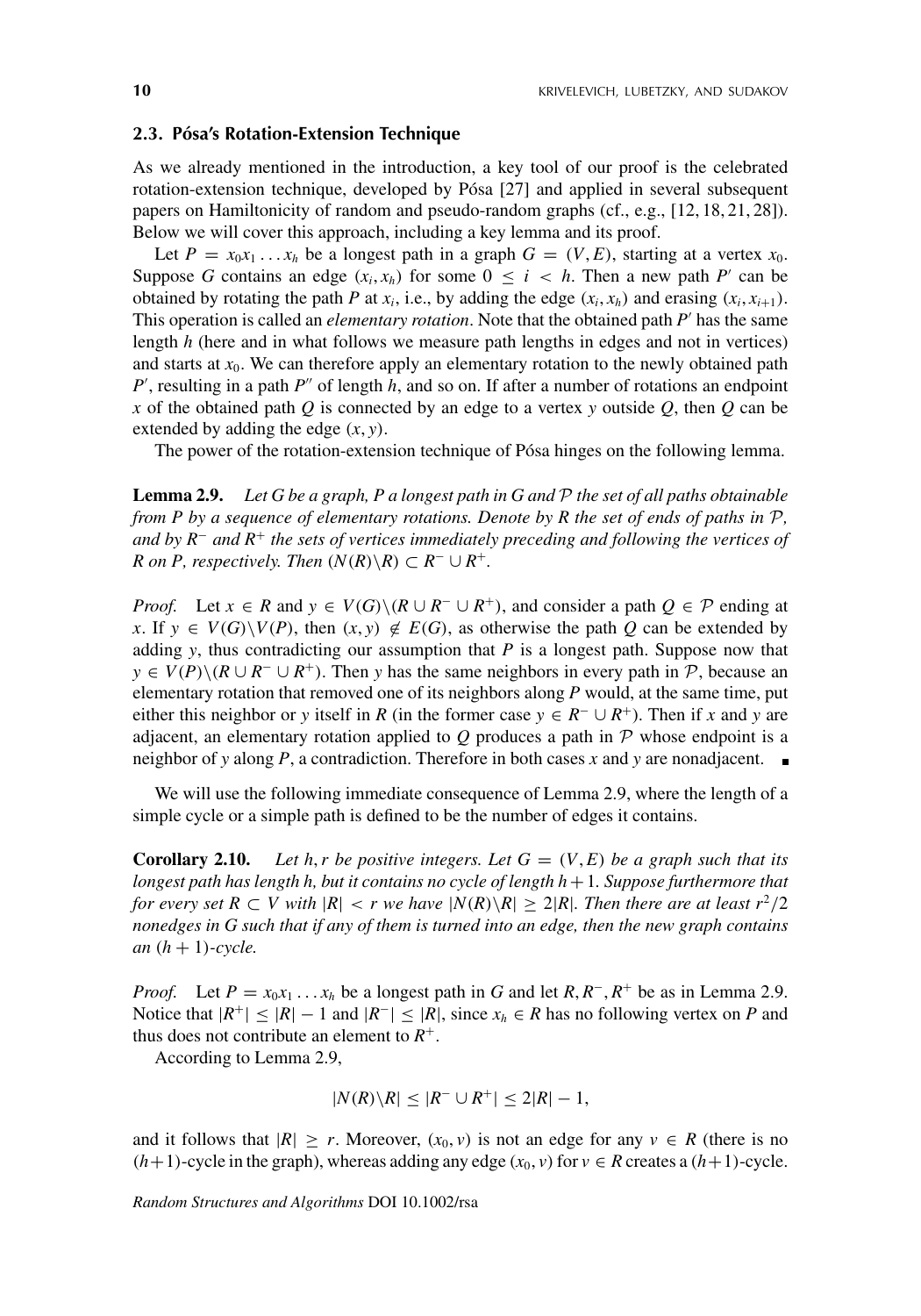### 2.3. Pósa's Rotation-Extension Technique

As we already mentioned in the introduction, a key tool of our proof is the celebrated rotation-extension technique, developed by Pósa [27] and applied in several subsequent papers on Hamiltonicity of random and pseudo-random graphs (cf., e.g., [12, 18, 21, 28]). Below we will cover this approach, including a key lemma and its proof.

Let $P = x_0x_1 \dots x_h$ be a longest path in a graph $G = (V, E)$, starting at a vertex $x_0$. Suppose $G$ contains an edge $(x_i, x_h)$ for some $0 \le i < h$. Then a new path $P'$ can be obtained by rotating the path $P$ at $x_i$, i.e., by adding the edge $(x_i, x_h)$ and erasing $(x_i, x_{i+1})$. This operation is called an *elementary rotation*. Note that the obtained path $P'$ has the same length $h$ (here and in what follows we measure path lengths in edges and not in vertices) and starts at $x_0$. We can therefore apply an elementary rotation to the newly obtained path $P'$, resulting in a path $P''$ of length $h$, and so on. If after a number of rotations an endpoint $x$ of the obtained path $Q$ is connected by an edge to a vertex $y$ outside $Q$, then $Q$ can be extended by adding the edge $(x, y)$.

The power of the rotation-extension technique of Pósa hinges on the following lemma.

**Lemma 2.9.** *Let $G$ be a graph, $P$ a longest path in $G$ and $\mathcal{P}$ the set of all paths obtainable from $P$ by a sequence of elementary rotations. Denote by $R$ the set of ends of paths in $\mathcal{P}$, and by $R^-$ and $R^+$ the sets of vertices immediately preceding and following the vertices of $R$ on $P$, respectively. Then $(N(R)\backslash R) \subset R^- \cup R^+$.*

*Proof.* Let $x \in R$ and $y \in V(G)\backslash(R \cup R^- \cup R^+)$, and consider a path $Q \in \mathcal{P}$ ending at $x$. If $y \in V(G)\backslash V(P)$, then $(x, y) \notin E(G)$, as otherwise the path $Q$ can be extended by adding $y$, thus contradicting our assumption that $P$ is a longest path. Suppose now that $y \in V(P)\backslash(R \cup R^- \cup R^+)$. Then $y$ has the same neighbors in every path in $\mathcal{P}$, because an elementary rotation that removed one of its neighbors along $P$ would, at the same time, put either this neighbor or $y$ itself in $R$ (in the former case $y \in R^- \cup R^+$). Then if $x$ and $y$ are adjacent, an elementary rotation applied to $Q$ produces a path in $\mathcal{P}$ whose endpoint is a neighbor of $y$ along $P$, a contradiction. Therefore in both cases $x$ and $y$ are nonadjacent. ■

We will use the following immediate consequence of Lemma 2.9, where the length of a simple cycle or a simple path is defined to be the number of edges it contains.

**Corollary 2.10.** *Let $h, r$ be positive integers. Let $G = (V, E)$ be a graph such that its longest path has length $h$, but it contains no cycle of length $h + 1$. Suppose furthermore that for every set $R \subset V$ with $|R| < r$ we have $|N(R)\backslash R| \ge 2|R|$. Then there are at least $r^2/2$ nonedges in $G$ such that if any of them is turned into an edge, then the new graph contains an $(h + 1)$-cycle.*

*Proof.* Let $P = x_0x_1 \dots x_h$ be a longest path in $G$ and let $R, R^-, R^+$ be as in Lemma 2.9. Notice that $|R^+| \le |R| - 1$ and $|R^-| \le |R|$, since $x_h \in R$ has no following vertex on $P$ and thus does not contribute an element to $R^+$.

According to Lemma 2.9,

$$|N(R)\backslash R| \le |R^- \cup R^+| \le 2|R| - 1,$$

and it follows that $|R| \ge r$. Moreover, $(x_0, v)$ is not an edge for any $v \in R$ (there is no $(h+1)$-cycle in the graph), whereas adding any edge $(x_0, v)$ for $v \in R$ creates a $(h+1)$-cycle.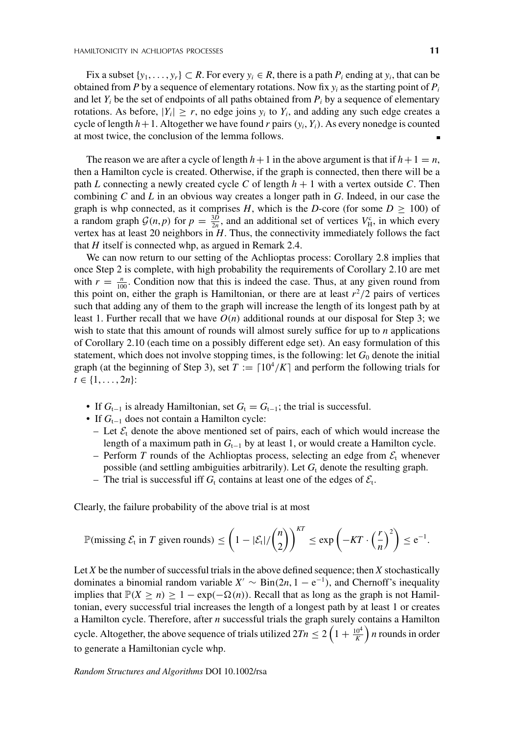Fix a subset $\{y_1, \ldots, y_r\} \subset R$. For every $y_i \in R$, there is a path $P_i$ ending at $y_i$, that can be obtained from $P$ by a sequence of elementary rotations. Now fix $y_i$ as the starting point of $P_i$ and let $Y_i$ be the set of endpoints of all paths obtained from $P_i$ by a sequence of elementary rotations. As before, $|Y_i| \geq r$, no edge joins $y_i$ to $Y_i$, and adding any such edge creates a cycle of length $h+1$. Altogether we have found $r$ pairs $(y_i, Y_i)$. As every nonedge is counted at most twice, the conclusion of the lemma follows. ∎

The reason we are after a cycle of length $h+1$ in the above argument is that if $h+1 = n$, then a Hamilton cycle is created. Otherwise, if the graph is connected, then there will be a path $L$ connecting a newly created cycle $C$ of length $h+1$ with a vertex outside $C$. Then combining $C$ and $L$ in an obvious way creates a longer path in $G$. Indeed, in our case the graph is whp connected, as it comprises $H$, which is the $D$-core (for some $D \geq 100$) of a random graph $\mathcal{G}(n,p)$ for $p = \frac{3D}{2n}$, and an additional set of vertices $V_H^c$, in which every vertex has at least 20 neighbors in $H$. Thus, the connectivity immediately follows the fact that $H$ itself is connected whp, as argued in Remark 2.4.

We can now return to our setting of the Achlioptas process: Corollary 2.8 implies that once Step 2 is complete, with high probability the requirements of Corollary 2.10 are met with $r = \frac{n}{100}$. Condition now that this is indeed the case. Thus, at any given round from this point on, either the graph is Hamiltonian, or there are at least $r^2/2$ pairs of vertices such that adding any of them to the graph will increase the length of its longest path by at least 1. Further recall that we have $O(n)$ additional rounds at our disposal for Step 3; we wish to state that this amount of rounds will almost surely suffice for up to $n$ applications of Corollary 2.10 (each time on a possibly different edge set). An easy formulation of this statement, which does not involve stopping times, is the following: let $G_0$ denote the initial graph (at the beginning of Step 3), set $T := \lceil 10^4/K \rceil$ and perform the following trials for $t \in \{1, \ldots, 2n\}$:

- If $G_{t-1}$ is already Hamiltonian, set $G_t = G_{t-1}$; the trial is successful.
- If $G_{t-1}$ does not contain a Hamilton cycle:
  - Let $\mathcal{E}_t$ denote the above mentioned set of pairs, each of which would increase the length of a maximum path in $G_{t-1}$ by at least 1, or would create a Hamilton cycle.
  - Perform $T$ rounds of the Achlioptas process, selecting an edge from $\mathcal{E}_t$ whenever possible (and settling ambiguities arbitrarily). Let $G_t$ denote the resulting graph.
  - The trial is successful iff $G_t$ contains at least one of the edges of $\mathcal{E}_t$.

Clearly, the failure probability of the above trial is at most

$$\mathbb{P}(\text{missing } \mathcal{E}_t \text{ in } T \text{ given rounds}) \leq \left(1 - |\mathcal{E}_t| / \binom{n}{2}\right)^{KT} \leq \exp\left(-KT \cdot \left(\frac{r}{n}\right)^2\right) \leq \mathrm{e}^{-1}.$$

Let $X$ be the number of successful trials in the above defined sequence; then $X$ stochastically dominates a binomial random variable $X' \sim \mathrm{Bin}(2n, 1 - \mathrm{e}^{-1})$, and Chernoff's inequality implies that $\mathbb{P}(X \geq n) \geq 1 - \exp(-\Omega(n))$. Recall that as long as the graph is not Hamiltonian, every successful trial increases the length of a longest path by at least 1 or creates a Hamilton cycle. Therefore, after $n$ successful trials the graph surely contains a Hamilton cycle. Altogether, the above sequence of trials utilized $2Tn \leq 2\left(1 + \frac{10^4}{K}\right) n$ rounds in order to generate a Hamiltonian cycle whp.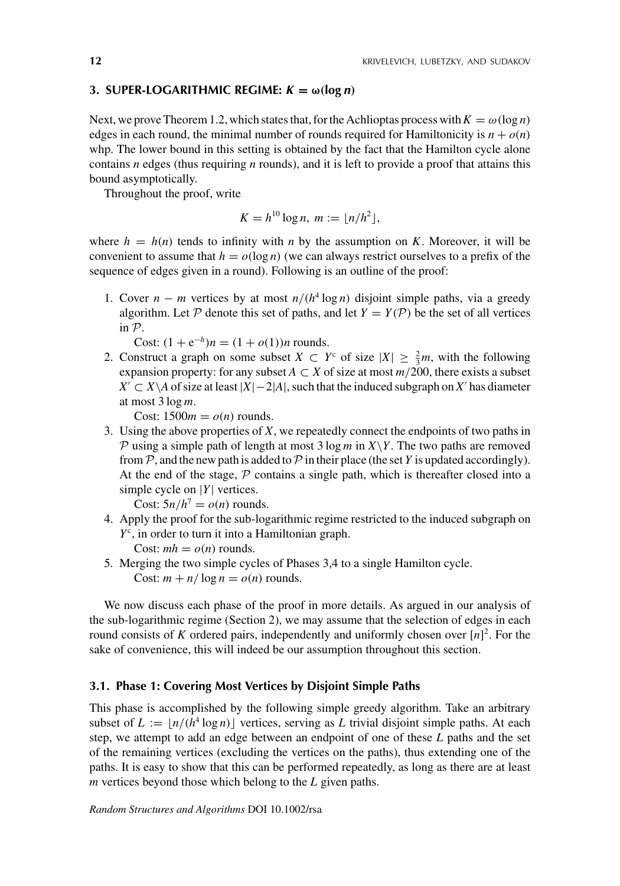## 3. SUPER-LOGARITHMIC REGIME: $K = \omega(\log n)$

Next, we prove Theorem 1.2, which states that, for the Achlioptas process with $K = \omega(\log n)$ edges in each round, the minimal number of rounds required for Hamiltonicity is $n + o(n)$ whp. The lower bound in this setting is obtained by the fact that the Hamilton cycle alone contains $n$ edges (thus requiring $n$ rounds), and it is left to provide a proof that attains this bound asymptotically.

Throughout the proof, write

$$K = h^{10} \log n, \ m := \lfloor n/h^2 \rfloor,$$

where $h = h(n)$ tends to infinity with $n$ by the assumption on $K$. Moreover, it will be convenient to assume that $h = o(\log n)$ (we can always restrict ourselves to a prefix of the sequence of edges given in a round). Following is an outline of the proof:

1. Cover $n - m$ vertices by at most $n/(h^4 \log n)$ disjoint simple paths, via a greedy algorithm. Let $\mathcal{P}$ denote this set of paths, and let $Y = Y(\mathcal{P})$ be the set of all vertices in $\mathcal{P}$.
   Cost: $(1 + e^{-h})n = (1 + o(1))n$ rounds.
2. Construct a graph on some subset $X \subset Y^c$ of size $|X| \geq \frac{2}{3}m$, with the following expansion property: for any subset $A \subset X$ of size at most $m/200$, there exists a subset $X' \subset X \backslash A$ of size at least $|X| - 2|A|$, such that the induced subgraph on $X'$ has diameter at most $3 \log m$.
   Cost: $1500m = o(n)$ rounds.
3. Using the above properties of $X$, we repeatedly connect the endpoints of two paths in $\mathcal{P}$ using a simple path of length at most $3 \log m$ in $X \backslash Y$. The two paths are removed from $\mathcal{P}$, and the new path is added to $\mathcal{P}$ in their place (the set $Y$ is updated accordingly). At the end of the stage, $\mathcal{P}$ contains a single path, which is thereafter closed into a simple cycle on $|Y|$ vertices.
   Cost: $5n/h^7 = o(n)$ rounds.
4. Apply the proof for the sub-logarithmic regime restricted to the induced subgraph on $Y^c$, in order to turn it into a Hamiltonian graph.
   Cost: $mh = o(n)$ rounds.
5. Merging the two simple cycles of Phases 3,4 to a single Hamilton cycle.
   Cost: $m + n/\log n = o(n)$ rounds.

We now discuss each phase of the proof in more details. As argued in our analysis of the sub-logarithmic regime (Section 2), we may assume that the selection of edges in each round consists of $K$ ordered pairs, independently and uniformly chosen over $[n]^2$. For the sake of convenience, this will indeed be our assumption throughout this section.

### 3.1. Phase 1: Covering Most Vertices by Disjoint Simple Paths

This phase is accomplished by the following simple greedy algorithm. Take an arbitrary subset of $L := \lfloor n/(h^4 \log n) \rfloor$ vertices, serving as $L$ trivial disjoint simple paths. At each step, we attempt to add an edge between an endpoint of one of these $L$ paths and the set of the remaining vertices (excluding the vertices on the paths), thus extending one of the paths. It is easy to show that this can be performed repeatedly, as long as there are at least $m$ vertices beyond those which belong to the $L$ given paths.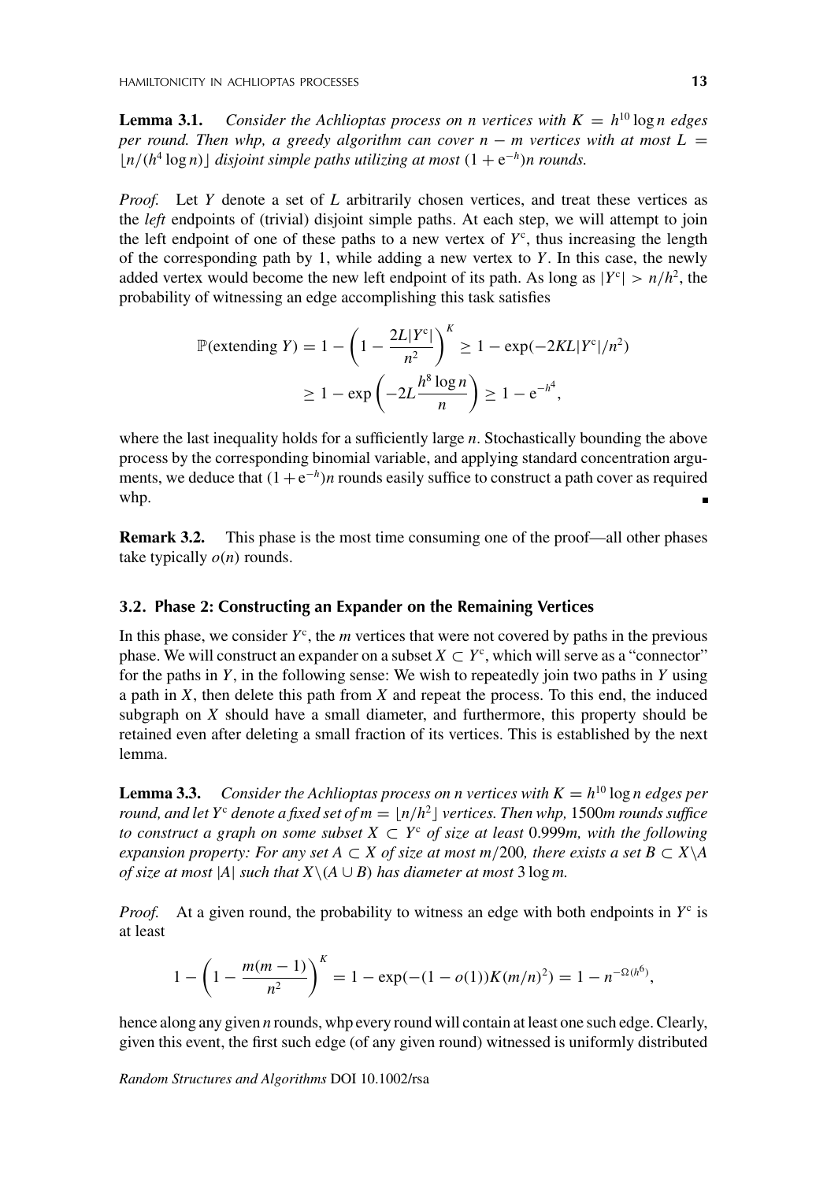**Lemma 3.1.** *Consider the Achlioptas process on n vertices with $K = h^{10} \log n$ edges per round. Then whp, a greedy algorithm can cover $n - m$ vertices with at most $L = \lfloor n/(h^4 \log n) \rfloor$ disjoint simple paths utilizing at most $(1 + e^{-h})n$ rounds.*

*Proof.* Let $Y$ denote a set of $L$ arbitrarily chosen vertices, and treat these vertices as the *left* endpoints of (trivial) disjoint simple paths. At each step, we will attempt to join the left endpoint of one of these paths to a new vertex of $Y^c$, thus increasing the length of the corresponding path by 1, while adding a new vertex to $Y$. In this case, the newly added vertex would become the new left endpoint of its path. As long as $|Y^c| > n/h^2$, the probability of witnessing an edge accomplishing this task satisfies

$$\mathbb{P}(\text{extending } Y) = 1 - \left(1 - \frac{2L|Y^c|}{n^2}\right)^K \geq 1 - \exp(-2KL|Y^c|/n^2)$$
$$\geq 1 - \exp\left(-2L\frac{h^8 \log n}{n}\right) \geq 1 - e^{-h^4},$$

where the last inequality holds for a sufficiently large $n$. Stochastically bounding the above process by the corresponding binomial variable, and applying standard concentration arguments, we deduce that $(1 + e^{-h})n$ rounds easily suffice to construct a path cover as required whp. ∎

**Remark 3.2.** This phase is the most time consuming one of the proof—all other phases take typically $o(n)$ rounds.

### 3.2. Phase 2: Constructing an Expander on the Remaining Vertices

In this phase, we consider $Y^c$, the $m$ vertices that were not covered by paths in the previous phase. We will construct an expander on a subset $X \subset Y^c$, which will serve as a "connector" for the paths in $Y$, in the following sense: We wish to repeatedly join two paths in $Y$ using a path in $X$, then delete this path from $X$ and repeat the process. To this end, the induced subgraph on $X$ should have a small diameter, and furthermore, this property should be retained even after deleting a small fraction of its vertices. This is established by the next lemma.

**Lemma 3.3.** *Consider the Achlioptas process on n vertices with $K = h^{10} \log n$ edges per round, and let $Y^c$ denote a fixed set of $m = \lfloor n/h^2 \rfloor$ vertices. Then whp, 1500m rounds suffice to construct a graph on some subset $X \subset Y^c$ of size at least 0.999m, with the following expansion property: For any set $A \subset X$ of size at most $m/200$, there exists a set $B \subset X \setminus A$ of size at most $|A|$ such that $X \setminus (A \cup B)$ has diameter at most $3 \log m$.*

*Proof.* At a given round, the probability to witness an edge with both endpoints in $Y^c$ is at least

$$1 - \left(1 - \frac{m(m-1)}{n^2}\right)^K = 1 - \exp(-(1 - o(1))K(m/n)^2) = 1 - n^{-\Omega(h^6)},$$

hence along any given $n$ rounds, whp every round will contain at least one such edge. Clearly, given this event, the first such edge (of any given round) witnessed is uniformly distributed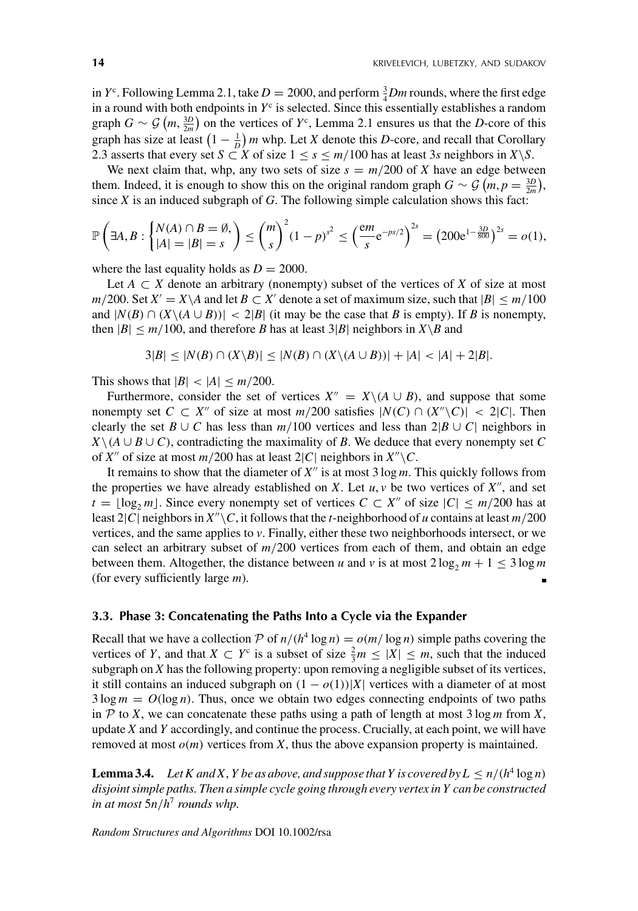in $Y^c$. Following Lemma 2.1, take $D = 2000$, and perform $\frac{3}{4}Dm$ rounds, where the first edge in a round with both endpoints in $Y^c$ is selected. Since this essentially establishes a random graph $G \sim \mathcal{G}\left(m, \frac{3D}{2m}\right)$ on the vertices of $Y^c$, Lemma 2.1 ensures us that the $D$-core of this graph has size at least $\left(1 - \frac{1}{D}\right) m$ whp. Let $X$ denote this $D$-core, and recall that Corollary 2.3 asserts that every set $S \subset X$ of size $1 \leq s \leq m/100$ has at least $3s$ neighbors in $X \setminus S$.

We next claim that, whp, any two sets of size $s = m/200$ of $X$ have an edge between them. Indeed, it is enough to show this on the original random graph $G \sim \mathcal{G}\left(m, p = \frac{3D}{2m}\right)$, since $X$ is an induced subgraph of $G$. The following simple calculation shows this fact:

$$\mathbb{P}\left(\exists A, B : \begin{cases} N(A) \cap B = \emptyset, \\ |A| = |B| = s \end{cases}\right) \leq \binom{m}{s}^2 (1-p)^{s^2} \leq \left(\frac{em}{s} e^{-ps/2}\right)^{2s} = \left(200 e^{1 - \frac{3D}{800}}\right)^{2s} = o(1),$$

where the last equality holds as $D = 2000$.

Let $A \subset X$ denote an arbitrary (nonempty) subset of the vertices of $X$ of size at most $m/200$. Set $X' = X \setminus A$ and let $B \subset X'$ denote a set of maximum size, such that $|B| \leq m/100$ and $|N(B) \cap (X \setminus (A \cup B))| < 2|B|$ (it may be the case that $B$ is empty). If $B$ is nonempty, then $|B| \leq m/100$, and therefore $B$ has at least $3|B|$ neighbors in $X \setminus B$ and

$$3|B| \leq |N(B) \cap (X \setminus B)| \leq |N(B) \cap (X \setminus (A \cup B))| + |A| < |A| + 2|B|.$$

This shows that $|B| < |A| \leq m/200$.

Furthermore, consider the set of vertices $X'' = X \setminus (A \cup B)$, and suppose that some nonempty set $C \subset X''$ of size at most $m/200$ satisfies $|N(C) \cap (X'' \setminus C)| < 2|C|$. Then clearly the set $B \cup C$ has less than $m/100$ vertices and less than $2|B \cup C|$ neighbors in $X \setminus (A \cup B \cup C)$, contradicting the maximality of $B$. We deduce that every nonempty set $C$ of $X''$ of size at most $m/200$ has at least $2|C|$ neighbors in $X'' \setminus C$.

It remains to show that the diameter of $X''$ is at most $3 \log m$. This quickly follows from the properties we have already established on $X$. Let $u, v$ be two vertices of $X''$, and set $t = \lfloor \log_2 m \rfloor$. Since every nonempty set of vertices $C \subset X''$ of size $|C| \leq m/200$ has at least $2|C|$ neighbors in $X'' \setminus C$, it follows that the $t$-neighborhood of $u$ contains at least $m/200$ vertices, and the same applies to $v$. Finally, either these two neighborhoods intersect, or we can select an arbitrary subset of $m/200$ vertices from each of them, and obtain an edge between them. Altogether, the distance between $u$ and $v$ is at most $2 \log_2 m + 1 \leq 3 \log m$ (for every sufficiently large $m$). ∎

### 3.3. Phase 3: Concatenating the Paths Into a Cycle via the Expander

Recall that we have a collection $\mathcal{P}$ of $n/(h^4 \log n) = o(m/\log n)$ simple paths covering the vertices of $Y$, and that $X \subset Y^c$ is a subset of size $\frac{2}{3}m \leq |X| \leq m$, such that the induced subgraph on $X$ has the following property: upon removing a negligible subset of its vertices, it still contains an induced subgraph on $(1 - o(1))|X|$ vertices with a diameter of at most $3 \log m = O(\log n)$. Thus, once we obtain two edges connecting endpoints of two paths in $\mathcal{P}$ to $X$, we can concatenate these paths using a path of length at most $3 \log m$ from $X$, update $X$ and $Y$ accordingly, and continue the process. Crucially, at each point, we will have removed at most $o(m)$ vertices from $X$, thus the above expansion property is maintained.

**Lemma 3.4.** *Let $K$ and $X, Y$ be as above, and suppose that $Y$ is covered by $L \leq n/(h^4 \log n)$ disjoint simple paths. Then a simple cycle going through every vertex in $Y$ can be constructed in at most $5n/h^7$ rounds whp.*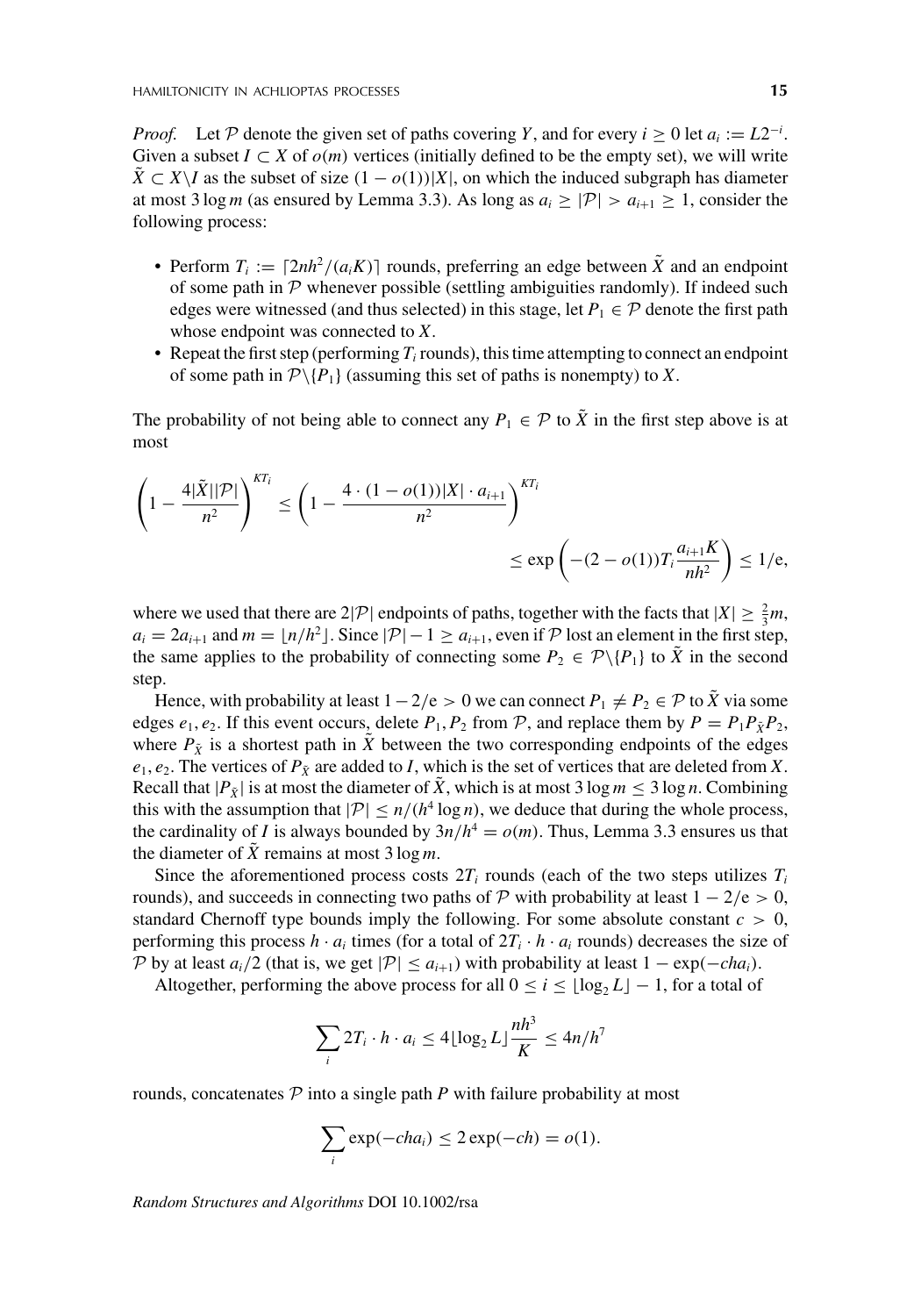*Proof.* Let $\mathcal{P}$ denote the given set of paths covering $Y$, and for every $i \geq 0$ let $a_i := L2^{-i}$. Given a subset $I \subset X$ of $o(m)$ vertices (initially defined to be the empty set), we will write $\tilde{X} \subset X \backslash I$ as the subset of size $(1 - o(1))|X|$, on which the induced subgraph has diameter at most $3 \log m$ (as ensured by Lemma 3.3). As long as $a_i \geq |\mathcal{P}| > a_{i+1} \geq 1$, consider the following process:

- Perform $T_i := \lceil 2nh^2/(a_i K) \rceil$ rounds, preferring an edge between $\tilde{X}$ and an endpoint of some path in $\mathcal{P}$ whenever possible (settling ambiguities randomly). If indeed such edges were witnessed (and thus selected) in this stage, let $P_1 \in \mathcal{P}$ denote the first path whose endpoint was connected to $X$.
- Repeat the first step (performing $T_i$ rounds), this time attempting to connect an endpoint of some path in $\mathcal{P} \backslash \{P_1\}$ (assuming this set of paths is nonempty) to $X$.

The probability of not being able to connect any $P_1 \in \mathcal{P}$ to $\tilde{X}$ in the first step above is at most

$$\left(1 - \frac{4|\tilde{X}||\mathcal{P}|}{n^2}\right)^{KT_i} \leq \left(1 - \frac{4 \cdot (1 - o(1))|X| \cdot a_{i+1}}{n^2}\right)^{KT_i}$$
$$\leq \exp\left(-(2 - o(1))T_i \frac{a_{i+1}K}{nh^2}\right) \leq 1/\mathrm{e},$$

where we used that there are $2|\mathcal{P}|$ endpoints of paths, together with the facts that $|X| \geq \frac{2}{3}m$, $a_i = 2a_{i+1}$ and $m = \lfloor n/h^2 \rfloor$. Since $|\mathcal{P}| - 1 \geq a_{i+1}$, even if $\mathcal{P}$ lost an element in the first step, the same applies to the probability of connecting some $P_2 \in \mathcal{P} \backslash \{P_1\}$ to $\tilde{X}$ in the second step.

Hence, with probability at least $1 - 2/\mathrm{e} > 0$ we can connect $P_1 \neq P_2 \in \mathcal{P}$ to $\tilde{X}$ via some edges $e_1, e_2$. If this event occurs, delete $P_1, P_2$ from $\mathcal{P}$, and replace them by $P = P_1 P_{\tilde{X}} P_2$, where $P_{\tilde{X}}$ is a shortest path in $\tilde{X}$ between the two corresponding endpoints of the edges $e_1, e_2$. The vertices of $P_{\tilde{X}}$ are added to $I$, which is the set of vertices that are deleted from $X$. Recall that $|P_{\tilde{X}}|$ is at most the diameter of $\tilde{X}$, which is at most $3 \log m \leq 3 \log n$. Combining this with the assumption that $|\mathcal{P}| \leq n/(h^4 \log n)$, we deduce that during the whole process, the cardinality of $I$ is always bounded by $3n/h^4 = o(m)$. Thus, Lemma 3.3 ensures us that the diameter of $\tilde{X}$ remains at most $3 \log m$.

Since the aforementioned process costs $2T_i$ rounds (each of the two steps utilizes $T_i$ rounds), and succeeds in connecting two paths of $\mathcal{P}$ with probability at least $1 - 2/\mathrm{e} > 0$, standard Chernoff type bounds imply the following. For some absolute constant $c > 0$, performing this process $h \cdot a_i$ times (for a total of $2T_i \cdot h \cdot a_i$ rounds) decreases the size of $\mathcal{P}$ by at least $a_i/2$ (that is, we get $|\mathcal{P}| \leq a_{i+1}$) with probability at least $1 - \exp(-cha_i)$.

Altogether, performing the above process for all $0 \leq i \leq \lfloor \log_2 L \rfloor - 1$, for a total of

$$\sum_i 2T_i \cdot h \cdot a_i \leq 4 \lfloor \log_2 L \rfloor \frac{nh^3}{K} \leq 4n/h^7$$

rounds, concatenates $\mathcal{P}$ into a single path $P$ with failure probability at most

$$\sum_i \exp(-cha_i) \leq 2\exp(-ch) = o(1).$$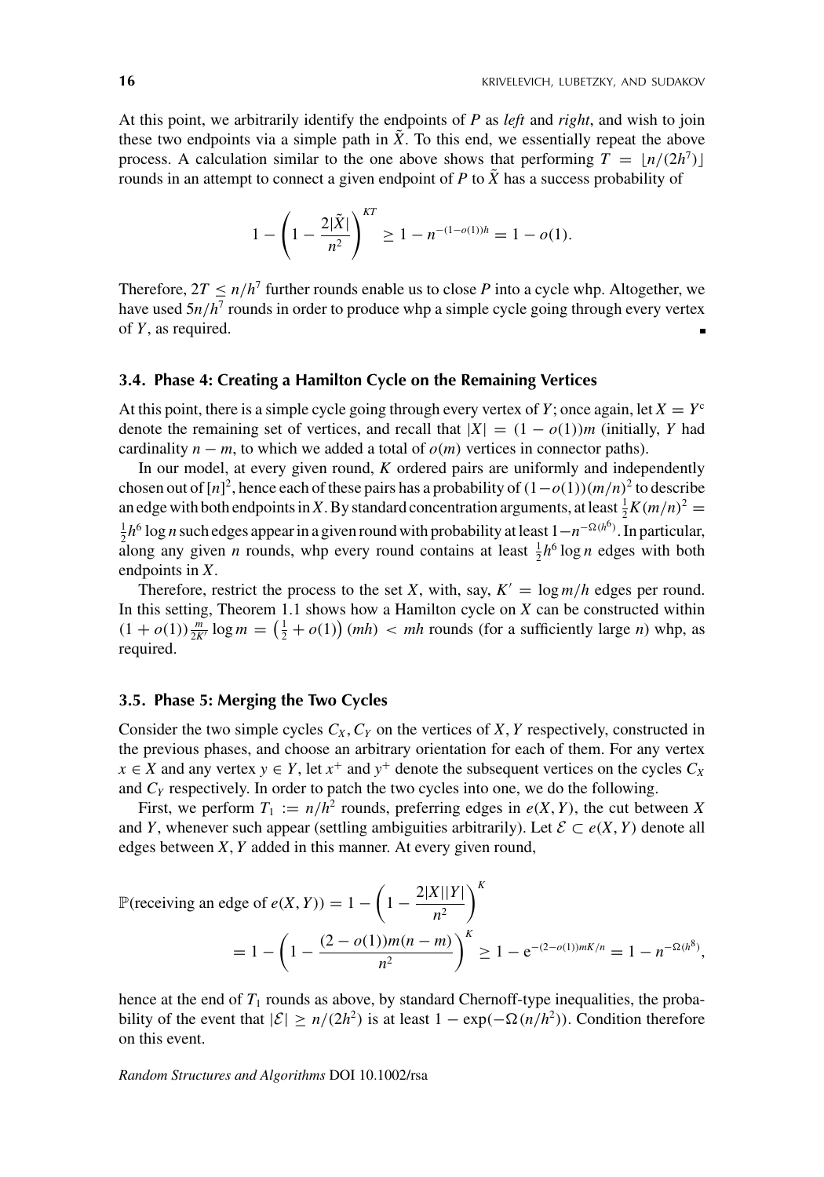At this point, we arbitrarily identify the endpoints of $P$ as *left* and *right*, and wish to join these two endpoints via a simple path in $\tilde{X}$. To this end, we essentially repeat the above process. A calculation similar to the one above shows that performing $T = \lfloor n/(2h^7) \rfloor$ rounds in an attempt to connect a given endpoint of $P$ to $\tilde{X}$ has a success probability of

$$1 - \left(1 - \frac{2|\tilde{X}|}{n^2}\right)^{KT} \geq 1 - n^{-(1-o(1))h} = 1 - o(1).$$

Therefore, $2T \leq n/h^7$ further rounds enable us to close $P$ into a cycle whp. Altogether, we have used $5n/h^7$ rounds in order to produce whp a simple cycle going through every vertex of $Y$, as required. ∎

### 3.4. Phase 4: Creating a Hamilton Cycle on the Remaining Vertices

At this point, there is a simple cycle going through every vertex of $Y$; once again, let $X = Y^c$ denote the remaining set of vertices, and recall that $|X| = (1 - o(1))m$ (initially, $Y$ had cardinality $n - m$, to which we added a total of $o(m)$ vertices in connector paths).

In our model, at every given round, $K$ ordered pairs are uniformly and independently chosen out of $[n]^2$, hence each of these pairs has a probability of $(1-o(1))(m/n)^2$ to describe an edge with both endpoints in $X$. By standard concentration arguments, at least $\frac{1}{2}K(m/n)^2 = \frac{1}{2}h^6 \log n$ such edges appear in a given round with probability at least $1-n^{-\Omega(h^6)}$. In particular, along any given $n$ rounds, whp every round contains at least $\frac{1}{2}h^6 \log n$ edges with both endpoints in $X$.

Therefore, restrict the process to the set $X$, with, say, $K' = \log m/h$ edges per round. In this setting, Theorem 1.1 shows how a Hamilton cycle on $X$ can be constructed within $(1 + o(1))\frac{m}{2K'} \log m = \left(\frac{1}{2} + o(1)\right)(mh) < mh$ rounds (for a sufficiently large $n$) whp, as required.

### 3.5. Phase 5: Merging the Two Cycles

Consider the two simple cycles $C_X, C_Y$ on the vertices of $X, Y$ respectively, constructed in the previous phases, and choose an arbitrary orientation for each of them. For any vertex $x \in X$ and any vertex $y \in Y$, let $x^+$ and $y^+$ denote the subsequent vertices on the cycles $C_X$ and $C_Y$ respectively. In order to patch the two cycles into one, we do the following.

First, we perform $T_1 := n/h^2$ rounds, preferring edges in $e(X, Y)$, the cut between $X$ and $Y$, whenever such appear (settling ambiguities arbitrarily). Let $\mathcal{E} \subset e(X, Y)$ denote all edges between $X, Y$ added in this manner. At every given round,

$$\begin{aligned}
\mathbb{P}(\text{receiving an edge of } e(X,Y)) &= 1 - \left(1 - \frac{2|X||Y|}{n^2}\right)^K \\
&= 1 - \left(1 - \frac{(2-o(1))m(n-m)}{n^2}\right)^K \geq 1 - \mathrm{e}^{-(2-o(1))mK/n} = 1 - n^{-\Omega(h^8)},
\end{aligned}$$

hence at the end of $T_1$ rounds as above, by standard Chernoff-type inequalities, the probability of the event that $|\mathcal{E}| \geq n/(2h^2)$ is at least $1 - \exp(-\Omega(n/h^2))$. Condition therefore on this event.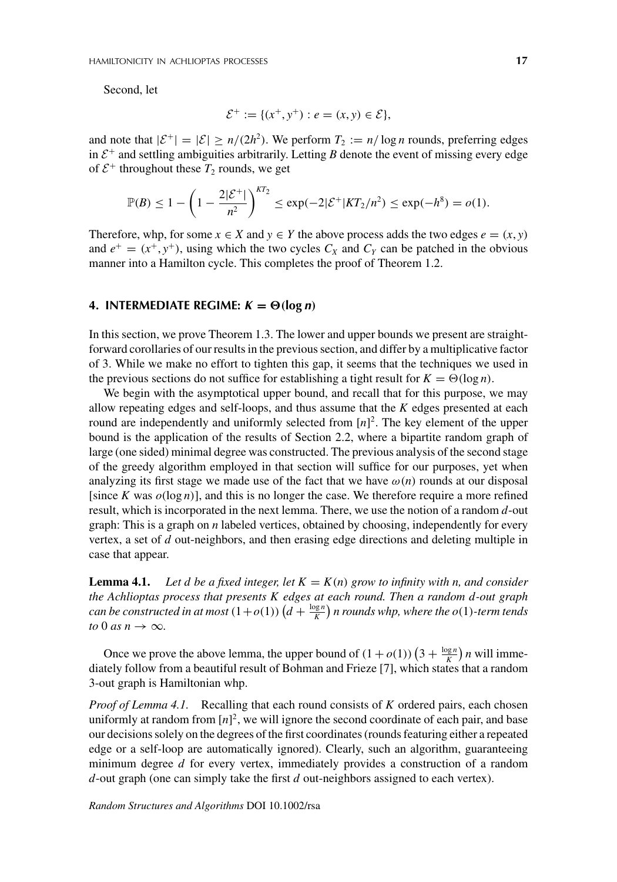Second, let

$$\mathcal{E}^+ := \{(x^+, y^+) : e = (x, y) \in \mathcal{E}\},$$

and note that $|\mathcal{E}^+| = |\mathcal{E}| \geq n/(2h^2)$. We perform $T_2 := n/\log n$ rounds, preferring edges in $\mathcal{E}^+$ and settling ambiguities arbitrarily. Letting $B$ denote the event of missing every edge of $\mathcal{E}^+$ throughout these $T_2$ rounds, we get

$$\mathbb{P}(B) \leq 1 - \left(1 - \frac{2|\mathcal{E}^+|}{n^2}\right)^{KT_2} \leq \exp(-2|\mathcal{E}^+|KT_2/n^2) \leq \exp(-h^8) = o(1).$$

Therefore, whp, for some $x \in X$ and $y \in Y$ the above process adds the two edges $e = (x, y)$ and $e^+ = (x^+, y^+)$, using which the two cycles $C_X$ and $C_Y$ can be patched in the obvious manner into a Hamilton cycle. This completes the proof of Theorem 1.2.

## 4. INTERMEDIATE REGIME: $K = \Theta(\log n)$

In this section, we prove Theorem 1.3. The lower and upper bounds we present are straightforward corollaries of our results in the previous section, and differ by a multiplicative factor of 3. While we make no effort to tighten this gap, it seems that the techniques we used in the previous sections do not suffice for establishing a tight result for $K = \Theta(\log n)$.

We begin with the asymptotical upper bound, and recall that for this purpose, we may allow repeating edges and self-loops, and thus assume that the $K$ edges presented at each round are independently and uniformly selected from $[n]^2$. The key element of the upper bound is the application of the results of Section 2.2, where a bipartite random graph of large (one sided) minimal degree was constructed. The previous analysis of the second stage of the greedy algorithm employed in that section will suffice for our purposes, yet when analyzing its first stage we made use of the fact that we have $\omega(n)$ rounds at our disposal [since $K$ was $o(\log n)$], and this is no longer the case. We therefore require a more refined result, which is incorporated in the next lemma. There, we use the notion of a random $d$-out graph: This is a graph on $n$ labeled vertices, obtained by choosing, independently for every vertex, a set of $d$ out-neighbors, and then erasing edge directions and deleting multiple in case that appear.

**Lemma 4.1.** *Let $d$ be a fixed integer, let $K = K(n)$ grow to infinity with $n$, and consider the Achlioptas process that presents $K$ edges at each round. Then a random $d$-out graph can be constructed in at most $(1+o(1))\left(d + \frac{\log n}{K}\right)n$ rounds whp, where the $o(1)$-term tends to $0$ as $n \to \infty$.*

Once we prove the above lemma, the upper bound of $(1 + o(1))\left(3 + \frac{\log n}{K}\right)n$ will immediately follow from a beautiful result of Bohman and Frieze [7], which states that a random 3-out graph is Hamiltonian whp.

*Proof of Lemma 4.1.* Recalling that each round consists of $K$ ordered pairs, each chosen uniformly at random from $[n]^2$, we will ignore the second coordinate of each pair, and base our decisions solely on the degrees of the first coordinates (rounds featuring either a repeated edge or a self-loop are automatically ignored). Clearly, such an algorithm, guaranteeing minimum degree $d$ for every vertex, immediately provides a construction of a random $d$-out graph (one can simply take the first $d$ out-neighbors assigned to each vertex).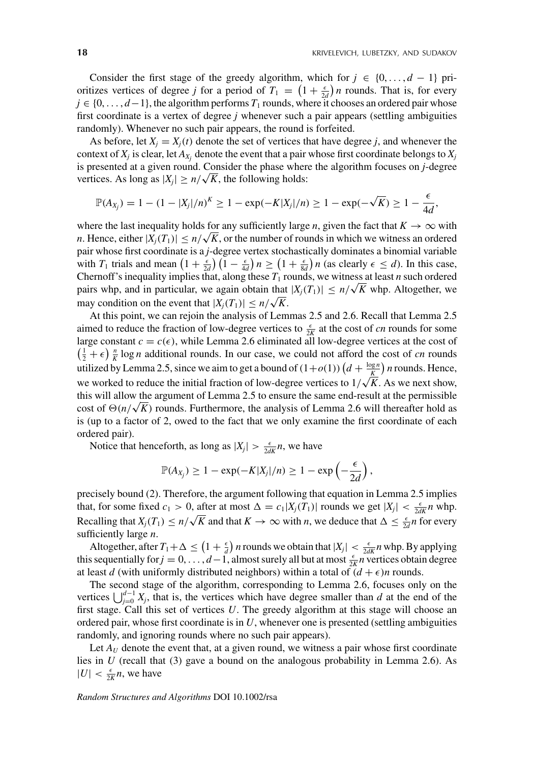Consider the first stage of the greedy algorithm, which for $j \in \{0, \ldots, d-1\}$ prioritizes vertices of degree $j$ for a period of $T_1 = \left(1 + \frac{\epsilon}{2d}\right) n$ rounds. That is, for every $j \in \{0, \ldots, d-1\}$, the algorithm performs $T_1$ rounds, where it chooses an ordered pair whose first coordinate is a vertex of degree $j$ whenever such a pair appears (settling ambiguities randomly). Whenever no such pair appears, the round is forfeited.

As before, let $X_j = X_j(t)$ denote the set of vertices that have degree $j$, and whenever the context of $X_j$ is clear, let $A_{X_j}$ denote the event that a pair whose first coordinate belongs to $X_j$ is presented at a given round. Consider the phase where the algorithm focuses on $j$-degree vertices. As long as $|X_j| \geq n/\sqrt{K}$, the following holds:

$$\mathbb{P}(A_{X_j}) = 1 - (1 - |X_j|/n)^K \geq 1 - \exp(-K|X_j|/n) \geq 1 - \exp(-\sqrt{K}) \geq 1 - \frac{\epsilon}{4d},$$

where the last inequality holds for any sufficiently large $n$, given the fact that $K \to \infty$ with $n$. Hence, either $|X_j(T_1)| \leq n/\sqrt{K}$, or the number of rounds in which we witness an ordered pair whose first coordinate is a $j$-degree vertex stochastically dominates a binomial variable with $T_1$ trials and mean $\left(1 + \frac{\epsilon}{2d}\right)\left(1 - \frac{\epsilon}{4d}\right) n \geq \left(1 + \frac{\epsilon}{8d}\right) n$ (as clearly $\epsilon \leq d$). In this case, Chernoff's inequality implies that, along these $T_1$ rounds, we witness at least $n$ such ordered pairs whp, and in particular, we again obtain that $|X_j(T_1)| \leq n/\sqrt{K}$ whp. Altogether, we may condition on the event that $|X_j(T_1)| \leq n/\sqrt{K}$.

At this point, we can rejoin the analysis of Lemmas 2.5 and 2.6. Recall that Lemma 2.5 aimed to reduce the fraction of low-degree vertices to $\frac{\epsilon}{2K}$ at the cost of $cn$ rounds for some large constant $c = c(\epsilon)$, while Lemma 2.6 eliminated all low-degree vertices at the cost of $\left(\frac{1}{2} + \epsilon\right) \frac{n}{K} \log n$ additional rounds. In our case, we could not afford the cost of $cn$ rounds utilized by Lemma 2.5, since we aim to get a bound of $(1+o(1))\left(d + \frac{\log n}{K}\right) n$ rounds. Hence, we worked to reduce the initial fraction of low-degree vertices to $1/\sqrt{K}$. As we next show, this will allow the argument of Lemma 2.5 to ensure the same end-result at the permissible cost of $\Theta(n/\sqrt{K})$ rounds. Furthermore, the analysis of Lemma 2.6 will thereafter hold as is (up to a factor of 2, owed to the fact that we only examine the first coordinate of each ordered pair).

Notice that henceforth, as long as $|X_j| > \frac{\epsilon}{2dK} n$, we have

$$\mathbb{P}(A_{X_j}) \geq 1 - \exp(-K|X_j|/n) \geq 1 - \exp\left(-\frac{\epsilon}{2d}\right),$$

precisely bound (2). Therefore, the argument following that equation in Lemma 2.5 implies that, for some fixed $c_1 > 0$, after at most $\Delta = c_1|X_j(T_1)|$ rounds we get $|X_j| < \frac{\epsilon}{2dK} n$ whp. Recalling that $X_j(T_1) \leq n/\sqrt{K}$ and that $K \to \infty$ with $n$, we deduce that $\Delta \leq \frac{\epsilon}{2d} n$ for every sufficiently large $n$.

Altogether, after $T_1 + \Delta \leq \left(1 + \frac{\epsilon}{d}\right) n$ rounds we obtain that $|X_j| < \frac{\epsilon}{2dK} n$ whp. By applying this sequentially for $j = 0, \ldots, d-1$, almost surely all but at most $\frac{\epsilon}{2K} n$ vertices obtain degree at least $d$ (with uniformly distributed neighbors) within a total of $(d + \epsilon)n$ rounds.

The second stage of the algorithm, corresponding to Lemma 2.6, focuses only on the vertices $\bigcup_{j=0}^{d-1} X_j$, that is, the vertices which have degree smaller than $d$ at the end of the first stage. Call this set of vertices $U$. The greedy algorithm at this stage will choose an ordered pair, whose first coordinate is in $U$, whenever one is presented (settling ambiguities randomly, and ignoring rounds where no such pair appears).

Let $A_U$ denote the event that, at a given round, we witness a pair whose first coordinate lies in $U$ (recall that (3) gave a bound on the analogous probability in Lemma 2.6). As $|U| < \frac{\epsilon}{2K} n$, we have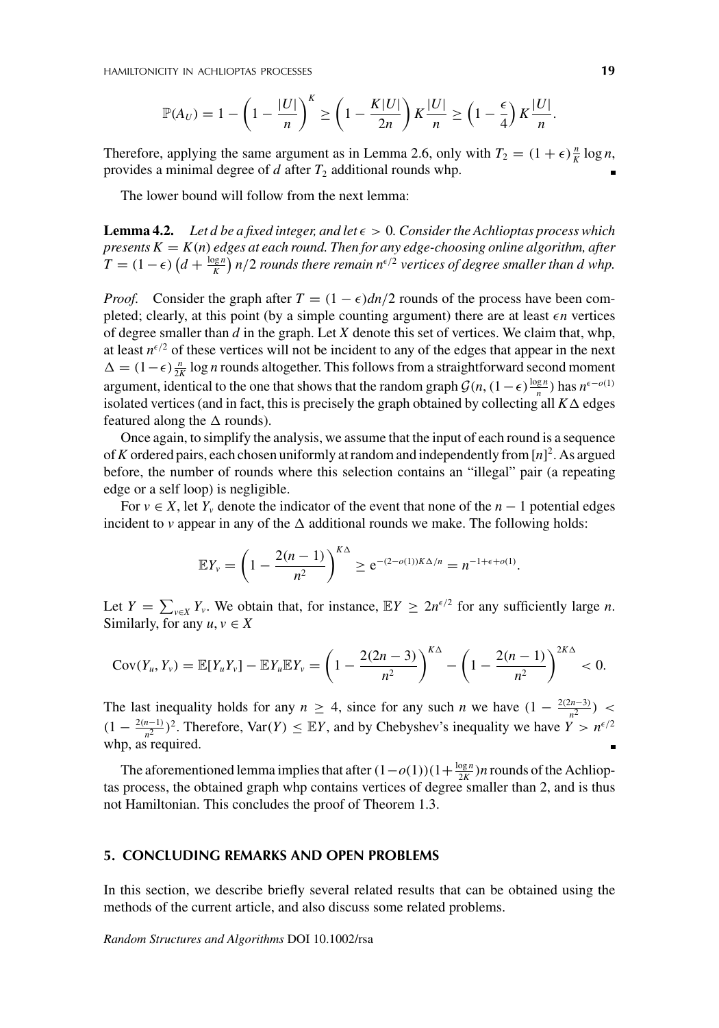$$\mathbb{P}(A_U) = 1 - \left(1 - \frac{|U|}{n}\right)^K \geq \left(1 - \frac{K|U|}{2n}\right) K\frac{|U|}{n} \geq \left(1 - \frac{\epsilon}{4}\right) K\frac{|U|}{n}.$$

Therefore, applying the same argument as in Lemma 2.6, only with $T_2 = (1+\epsilon)\frac{n}{K}\log n$, provides a minimal degree of $d$ after $T_2$ additional rounds whp. ∎

The lower bound will follow from the next lemma:

**Lemma 4.2.** *Let $d$ be a fixed integer, and let $\epsilon > 0$. Consider the Achlioptas process which presents $K = K(n)$ edges at each round. Then for any edge-choosing online algorithm, after $T = (1-\epsilon)\left(d + \frac{\log n}{K}\right) n/2$ rounds there remain $n^{\epsilon/2}$ vertices of degree smaller than $d$ whp.*

*Proof.* Consider the graph after $T = (1-\epsilon)dn/2$ rounds of the process have been completed; clearly, at this point (by a simple counting argument) there are at least $\epsilon n$ vertices of degree smaller than $d$ in the graph. Let $X$ denote this set of vertices. We claim that, whp, at least $n^{\epsilon/2}$ of these vertices will not be incident to any of the edges that appear in the next $\Delta = (1-\epsilon)\frac{n}{2K}\log n$ rounds altogether. This follows from a straightforward second moment argument, identical to the one that shows that the random graph $\mathcal{G}(n, (1-\epsilon)\frac{\log n}{n})$ has $n^{\epsilon - o(1)}$ isolated vertices (and in fact, this is precisely the graph obtained by collecting all $K\Delta$ edges featured along the $\Delta$ rounds).

Once again, to simplify the analysis, we assume that the input of each round is a sequence of $K$ ordered pairs, each chosen uniformly at random and independently from $[n]^2$. As argued before, the number of rounds where this selection contains an "illegal" pair (a repeating edge or a self loop) is negligible.

For $v \in X$, let $Y_v$ denote the indicator of the event that none of the $n-1$ potential edges incident to $v$ appear in any of the $\Delta$ additional rounds we make. The following holds:

$$\mathbb{E}Y_v = \left(1 - \frac{2(n-1)}{n^2}\right)^{K\Delta} \geq e^{-(2-o(1))K\Delta/n} = n^{-1+\epsilon+o(1)}.$$

Let $Y = \sum_{v \in X} Y_v$. We obtain that, for instance, $\mathbb{E}Y \geq 2n^{\epsilon/2}$ for any sufficiently large $n$. Similarly, for any $u, v \in X$

$$\mathrm{Cov}(Y_u, Y_v) = \mathbb{E}[Y_u Y_v] - \mathbb{E}Y_u \mathbb{E}Y_v = \left(1 - \frac{2(2n-3)}{n^2}\right)^{K\Delta} - \left(1 - \frac{2(n-1)}{n^2}\right)^{2K\Delta} < 0.$$

The last inequality holds for any $n \geq 4$, since for any such $n$ we have $(1 - \frac{2(2n-3)}{n^2}) < (1 - \frac{2(n-1)}{n^2})^2$. Therefore, $\mathrm{Var}(Y) \leq \mathbb{E}Y$, and by Chebyshev's inequality we have $Y > n^{\epsilon/2}$ whp, as required. ∎

The aforementioned lemma implies that after $(1-o(1))(1+\frac{\log n}{2K})n$ rounds of the Achlioptas process, the obtained graph whp contains vertices of degree smaller than 2, and is thus not Hamiltonian. This concludes the proof of Theorem 1.3.

## 5. CONCLUDING REMARKS AND OPEN PROBLEMS

In this section, we describe briefly several related results that can be obtained using the methods of the current article, and also discuss some related problems.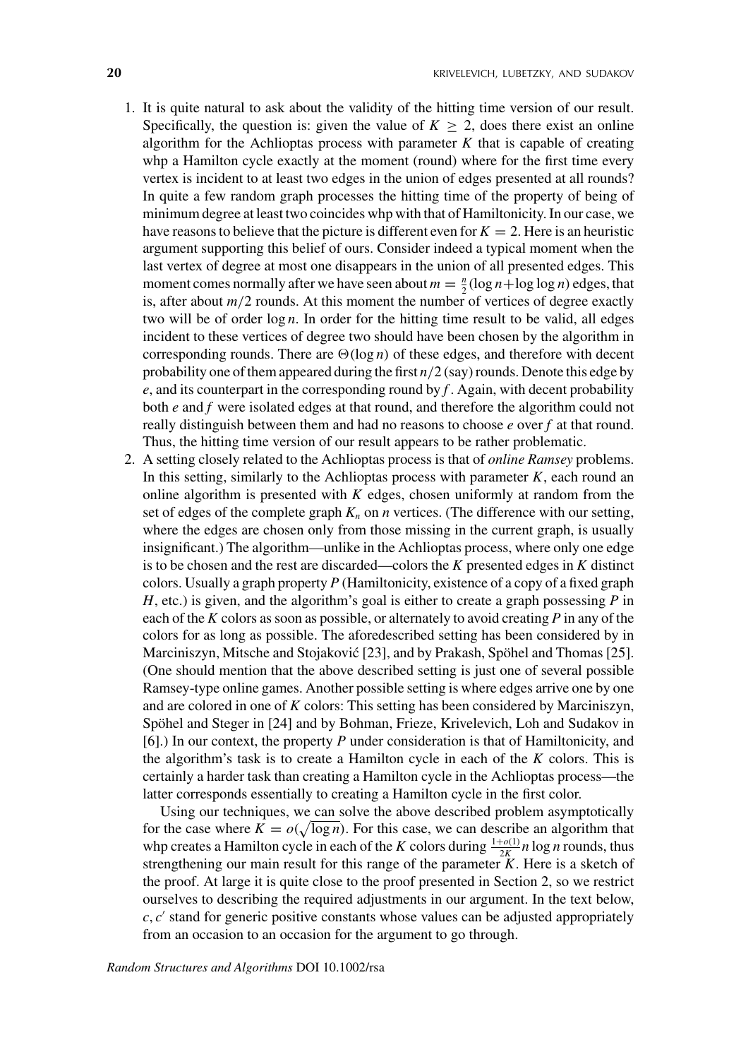1. It is quite natural to ask about the validity of the hitting time version of our result. Specifically, the question is: given the value of $K \geq 2$, does there exist an online algorithm for the Achlioptas process with parameter $K$ that is capable of creating whp a Hamilton cycle exactly at the moment (round) where for the first time every vertex is incident to at least two edges in the union of edges presented at all rounds? In quite a few random graph processes the hitting time of the property of being of minimum degree at least two coincides whp with that of Hamiltonicity. In our case, we have reasons to believe that the picture is different even for $K = 2$. Here is an heuristic argument supporting this belief of ours. Consider indeed a typical moment when the last vertex of degree at most one disappears in the union of all presented edges. This moment comes normally after we have seen about $m = \frac{n}{2}(\log n + \log\log n)$ edges, that is, after about $m/2$ rounds. At this moment the number of vertices of degree exactly two will be of order $\log n$. In order for the hitting time result to be valid, all edges incident to these vertices of degree two should have been chosen by the algorithm in corresponding rounds. There are $\Theta(\log n)$ of these edges, and therefore with decent probability one of them appeared during the first $n/2$ (say) rounds. Denote this edge by $e$, and its counterpart in the corresponding round by $f$. Again, with decent probability both $e$ and $f$ were isolated edges at that round, and therefore the algorithm could not really distinguish between them and had no reasons to choose $e$ over $f$ at that round. Thus, the hitting time version of our result appears to be rather problematic.
2. A setting closely related to the Achlioptas process is that of *online Ramsey* problems. In this setting, similarly to the Achlioptas process with parameter $K$, each round an online algorithm is presented with $K$ edges, chosen uniformly at random from the set of edges of the complete graph $K_n$ on $n$ vertices. (The difference with our setting, where the edges are chosen only from those missing in the current graph, is usually insignificant.) The algorithm—unlike in the Achlioptas process, where only one edge is to be chosen and the rest are discarded—colors the $K$ presented edges in $K$ distinct colors. Usually a graph property $P$ (Hamiltonicity, existence of a copy of a fixed graph $H$, etc.) is given, and the algorithm's goal is either to create a graph possessing $P$ in each of the $K$ colors as soon as possible, or alternately to avoid creating $P$ in any of the colors for as long as possible. The aforedescribed setting has been considered by in Marciniszyn, Mitsche and Stojaković [23], and by Prakash, Spöhel and Thomas [25]. (One should mention that the above described setting is just one of several possible Ramsey-type online games. Another possible setting is where edges arrive one by one and are colored in one of $K$ colors: This setting has been considered by Marciniszyn, Spöhel and Steger in [24] and by Bohman, Frieze, Krivelevich, Loh and Sudakov in [6].) In our context, the property $P$ under consideration is that of Hamiltonicity, and the algorithm's task is to create a Hamilton cycle in each of the $K$ colors. This is certainly a harder task than creating a Hamilton cycle in the Achlioptas process—the latter corresponds essentially to creating a Hamilton cycle in the first color.

   Using our techniques, we can solve the above described problem asymptotically for the case where $K = o(\sqrt{\log n})$. For this case, we can describe an algorithm that whp creates a Hamilton cycle in each of the $K$ colors during $\frac{1+o(1)}{2K} n \log n$ rounds, thus strengthening our main result for this range of the parameter $K$. Here is a sketch of the proof. At large it is quite close to the proof presented in Section 2, so we restrict ourselves to describing the required adjustments in our argument. In the text below, $c, c'$ stand for generic positive constants whose values can be adjusted appropriately from an occasion to an occasion for the argument to go through.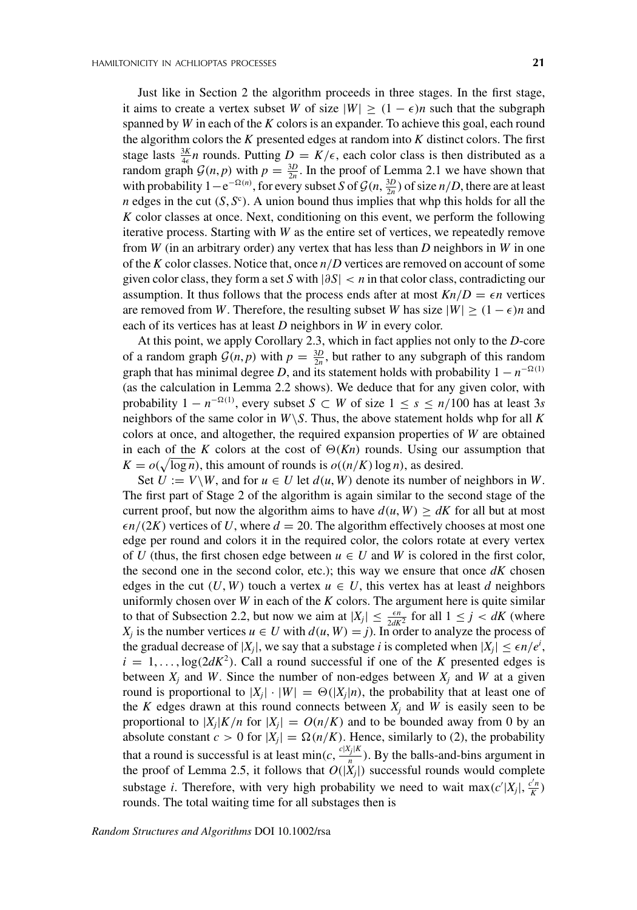Just like in Section 2 the algorithm proceeds in three stages. In the first stage, it aims to create a vertex subset $W$ of size $|W| \geq (1-\epsilon)n$ such that the subgraph spanned by $W$ in each of the $K$ colors is an expander. To achieve this goal, each round the algorithm colors the $K$ presented edges at random into $K$ distinct colors. The first stage lasts $\frac{3K}{4\epsilon}n$ rounds. Putting $D = K/\epsilon$, each color class is then distributed as a random graph $\mathcal{G}(n,p)$ with $p = \frac{3D}{2n}$. In the proof of Lemma 2.1 we have shown that with probability $1-e^{-\Omega(n)}$, for every subset $S$ of $\mathcal{G}(n, \frac{3D}{2n})$ of size $n/D$, there are at least $n$ edges in the cut $(S, S^c)$. A union bound thus implies that whp this holds for all the $K$ color classes at once. Next, conditioning on this event, we perform the following iterative process. Starting with $W$ as the entire set of vertices, we repeatedly remove from $W$ (in an arbitrary order) any vertex that has less than $D$ neighbors in $W$ in one of the $K$ color classes. Notice that, once $n/D$ vertices are removed on account of some given color class, they form a set $S$ with $|\partial S| < n$ in that color class, contradicting our assumption. It thus follows that the process ends after at most $Kn/D = \epsilon n$ vertices are removed from $W$. Therefore, the resulting subset $W$ has size $|W| \geq (1-\epsilon)n$ and each of its vertices has at least $D$ neighbors in $W$ in every color.

At this point, we apply Corollary 2.3, which in fact applies not only to the $D$-core of a random graph $\mathcal{G}(n,p)$ with $p = \frac{3D}{2n}$, but rather to any subgraph of this random graph that has minimal degree $D$, and its statement holds with probability $1 - n^{-\Omega(1)}$ (as the calculation in Lemma 2.2 shows). We deduce that for any given color, with probability $1 - n^{-\Omega(1)}$, every subset $S \subset W$ of size $1 \leq s \leq n/100$ has at least $3s$ neighbors of the same color in $W \backslash S$. Thus, the above statement holds whp for all $K$ colors at once, and altogether, the required expansion properties of $W$ are obtained in each of the $K$ colors at the cost of $\Theta(Kn)$ rounds. Using our assumption that $K = o(\sqrt{\log n})$, this amount of rounds is $o((n/K)\log n)$, as desired.

Set $U := V \backslash W$, and for $u \in U$ let $d(u, W)$ denote its number of neighbors in $W$. The first part of Stage 2 of the algorithm is again similar to the second stage of the current proof, but now the algorithm aims to have $d(u, W) \geq dK$ for all but at most $\epsilon n/(2K)$ vertices of $U$, where $d = 20$. The algorithm effectively chooses at most one edge per round and colors it in the required color, the colors rotate at every vertex of $U$ (thus, the first chosen edge between $u \in U$ and $W$ is colored in the first color, the second one in the second color, etc.); this way we ensure that once $dK$ chosen edges in the cut $(U, W)$ touch a vertex $u \in U$, this vertex has at least $d$ neighbors uniformly chosen over $W$ in each of the $K$ colors. The argument here is quite similar to that of Subsection 2.2, but now we aim at $|X_j| \leq \frac{\epsilon n}{2dK^2}$ for all $1 \leq j < dK$ (where $X_j$ is the number vertices $u \in U$ with $d(u, W) = j$). In order to analyze the process of the gradual decrease of $|X_j|$, we say that a substage $i$ is completed when $|X_j| \leq \epsilon n/e^i$, $i = 1, \ldots, \log(2dK^2)$. Call a round successful if one of the $K$ presented edges is between $X_j$ and $W$. Since the number of non-edges between $X_j$ and $W$ at a given round is proportional to $|X_j| \cdot |W| = \Theta(|X_j|n)$, the probability that at least one of the $K$ edges drawn at this round connects between $X_j$ and $W$ is easily seen to be proportional to $|X_j|K/n$ for $|X_j| = O(n/K)$ and to be bounded away from 0 by an absolute constant $c > 0$ for $|X_j| = \Omega(n/K)$. Hence, similarly to (2), the probability that a round is successful is at least $\min(c, \frac{c|X_j|K}{n})$. By the balls-and-bins argument in the proof of Lemma 2.5, it follows that $O(|X_j|)$ successful rounds would complete substage $i$. Therefore, with very high probability we need to wait $\max(c'|X_j|, \frac{c'n}{K})$ rounds. The total waiting time for all substages then is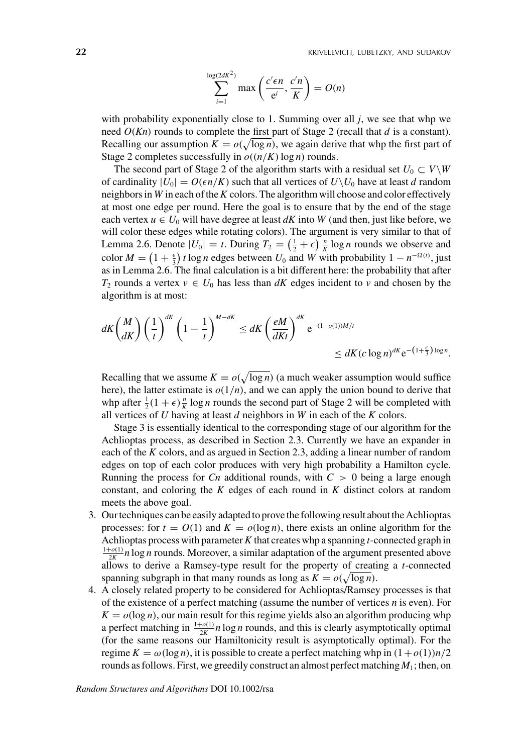$$\sum_{i=1}^{\log(2dK^2)} \max\left(\frac{c'\epsilon n}{\mathrm{e}^i}, \frac{c'n}{K}\right) = O(n)$$

with probability exponentially close to 1. Summing over all $j$, we see that whp we need $O(Kn)$ rounds to complete the first part of Stage 2 (recall that $d$ is a constant). Recalling our assumption $K = o(\sqrt{\log n})$, we again derive that whp the first part of Stage 2 completes successfully in $o((n/K)\log n)$ rounds.

The second part of Stage 2 of the algorithm starts with a residual set $U_0 \subset V \backslash W$ of cardinality $|U_0| = O(\epsilon n/K)$ such that all vertices of $U \backslash U_0$ have at least $d$ random neighbors in $W$ in each of the $K$ colors. The algorithm will choose and color effectively at most one edge per round. Here the goal is to ensure that by the end of the stage each vertex $u \in U_0$ will have degree at least $dK$ into $W$ (and then, just like before, we will color these edges while rotating colors). The argument is very similar to that of Lemma 2.6. Denote $|U_0| = t$. During $T_2 = \left(\frac{1}{2}+\epsilon\right)\frac{n}{K}\log n$ rounds we observe and color $M = \left(1+\frac{\epsilon}{3}\right) t \log n$ edges between $U_0$ and $W$ with probability $1 - n^{-\Omega(t)}$, just as in Lemma 2.6. The final calculation is a bit different here: the probability that after $T_2$ rounds a vertex $v \in U_0$ has less than $dK$ edges incident to $v$ and chosen by the algorithm is at most:

$$dK\binom{M}{dK}\left(\frac{1}{t}\right)^{dK}\left(1-\frac{1}{t}\right)^{M-dK} \leq dK\left(\frac{eM}{dKt}\right)^{dK} \mathrm{e}^{-(1-o(1))M/t}$$
$$\leq dK(c\log n)^{dK}\mathrm{e}^{-\left(1+\frac{\epsilon}{3}\right)\log n}.$$

Recalling that we assume $K = o(\sqrt{\log n})$ (a much weaker assumption would suffice here), the latter estimate is $o(1/n)$, and we can apply the union bound to derive that whp after $\frac{1}{2}(1+\epsilon)\frac{n}{K}\log n$ rounds the second part of Stage 2 will be completed with all vertices of $U$ having at least $d$ neighbors in $W$ in each of the $K$ colors.

Stage 3 is essentially identical to the corresponding stage of our algorithm for the Achlioptas process, as described in Section 2.3. Currently we have an expander in each of the $K$ colors, and as argued in Section 2.3, adding a linear number of random edges on top of each color produces with very high probability a Hamilton cycle. Running the process for $Cn$ additional rounds, with $C > 0$ being a large enough constant, and coloring the $K$ edges of each round in $K$ distinct colors at random meets the above goal.

3. Our techniques can be easily adapted to prove the following result about the Achlioptas processes: for $t = O(1)$ and $K = o(\log n)$, there exists an online algorithm for the Achlioptas process with parameter $K$ that creates whp a spanning $t$-connected graph in $\frac{1+o(1)}{2K} n \log n$ rounds. Moreover, a similar adaptation of the argument presented above allows to derive a Ramsey-type result for the property of creating a $t$-connected spanning subgraph in that many rounds as long as $K = o(\sqrt{\log n})$.
4. A closely related property to be considered for Achlioptas/Ramsey processes is that of the existence of a perfect matching (assume the number of vertices $n$ is even). For $K = o(\log n)$, our main result for this regime yields also an algorithm producing whp a perfect matching in $\frac{1+o(1)}{2K} n \log n$ rounds, and this is clearly asymptotically optimal (for the same reasons our Hamiltonicity result is asymptotically optimal). For the regime $K = \omega(\log n)$, it is possible to create a perfect matching whp in $(1+o(1))n/2$ rounds as follows. First, we greedily construct an almost perfect matching $M_1$; then, on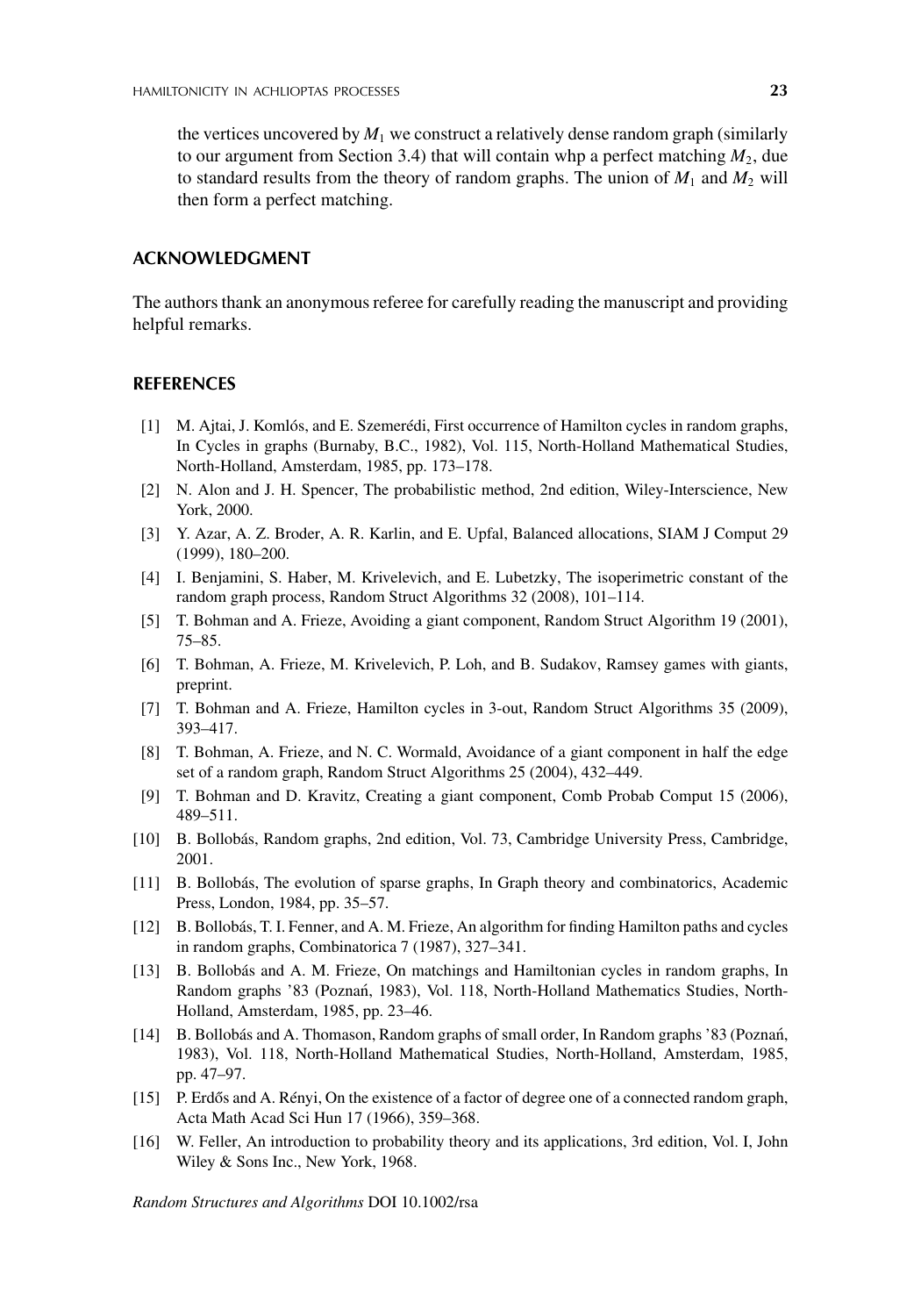the vertices uncovered by $M_1$ we construct a relatively dense random graph (similarly to our argument from Section 3.4) that will contain whp a perfect matching $M_2$, due to standard results from the theory of random graphs. The union of $M_1$ and $M_2$ will then form a perfect matching.

## ACKNOWLEDGMENT

The authors thank an anonymous referee for carefully reading the manuscript and providing helpful remarks.

## REFERENCES

[1] M. Ajtai, J. Komlós, and E. Szemerédi, First occurrence of Hamilton cycles in random graphs, In Cycles in graphs (Burnaby, B.C., 1982), Vol. 115, North-Holland Mathematical Studies, North-Holland, Amsterdam, 1985, pp. 173–178.

[2] N. Alon and J. H. Spencer, The probabilistic method, 2nd edition, Wiley-Interscience, New York, 2000.

[3] Y. Azar, A. Z. Broder, A. R. Karlin, and E. Upfal, Balanced allocations, SIAM J Comput 29 (1999), 180–200.

[4] I. Benjamini, S. Haber, M. Krivelevich, and E. Lubetzky, The isoperimetric constant of the random graph process, Random Struct Algorithms 32 (2008), 101–114.

[5] T. Bohman and A. Frieze, Avoiding a giant component, Random Struct Algorithm 19 (2001), 75–85.

[6] T. Bohman, A. Frieze, M. Krivelevich, P. Loh, and B. Sudakov, Ramsey games with giants, preprint.

[7] T. Bohman and A. Frieze, Hamilton cycles in 3-out, Random Struct Algorithms 35 (2009), 393–417.

[8] T. Bohman, A. Frieze, and N. C. Wormald, Avoidance of a giant component in half the edge set of a random graph, Random Struct Algorithms 25 (2004), 432–449.

[9] T. Bohman and D. Kravitz, Creating a giant component, Comb Probab Comput 15 (2006), 489–511.

[10] B. Bollobás, Random graphs, 2nd edition, Vol. 73, Cambridge University Press, Cambridge, 2001.

[11] B. Bollobás, The evolution of sparse graphs, In Graph theory and combinatorics, Academic Press, London, 1984, pp. 35–57.

[12] B. Bollobás, T. I. Fenner, and A. M. Frieze, An algorithm for finding Hamilton paths and cycles in random graphs, Combinatorica 7 (1987), 327–341.

[13] B. Bollobás and A. M. Frieze, On matchings and Hamiltonian cycles in random graphs, In Random graphs '83 (Poznań, 1983), Vol. 118, North-Holland Mathematics Studies, North-Holland, Amsterdam, 1985, pp. 23–46.

[14] B. Bollobás and A. Thomason, Random graphs of small order, In Random graphs '83 (Poznań, 1983), Vol. 118, North-Holland Mathematical Studies, North-Holland, Amsterdam, 1985, pp. 47–97.

[15] P. Erdős and A. Rényi, On the existence of a factor of degree one of a connected random graph, Acta Math Acad Sci Hun 17 (1966), 359–368.

[16] W. Feller, An introduction to probability theory and its applications, 3rd edition, Vol. I, John Wiley & Sons Inc., New York, 1968.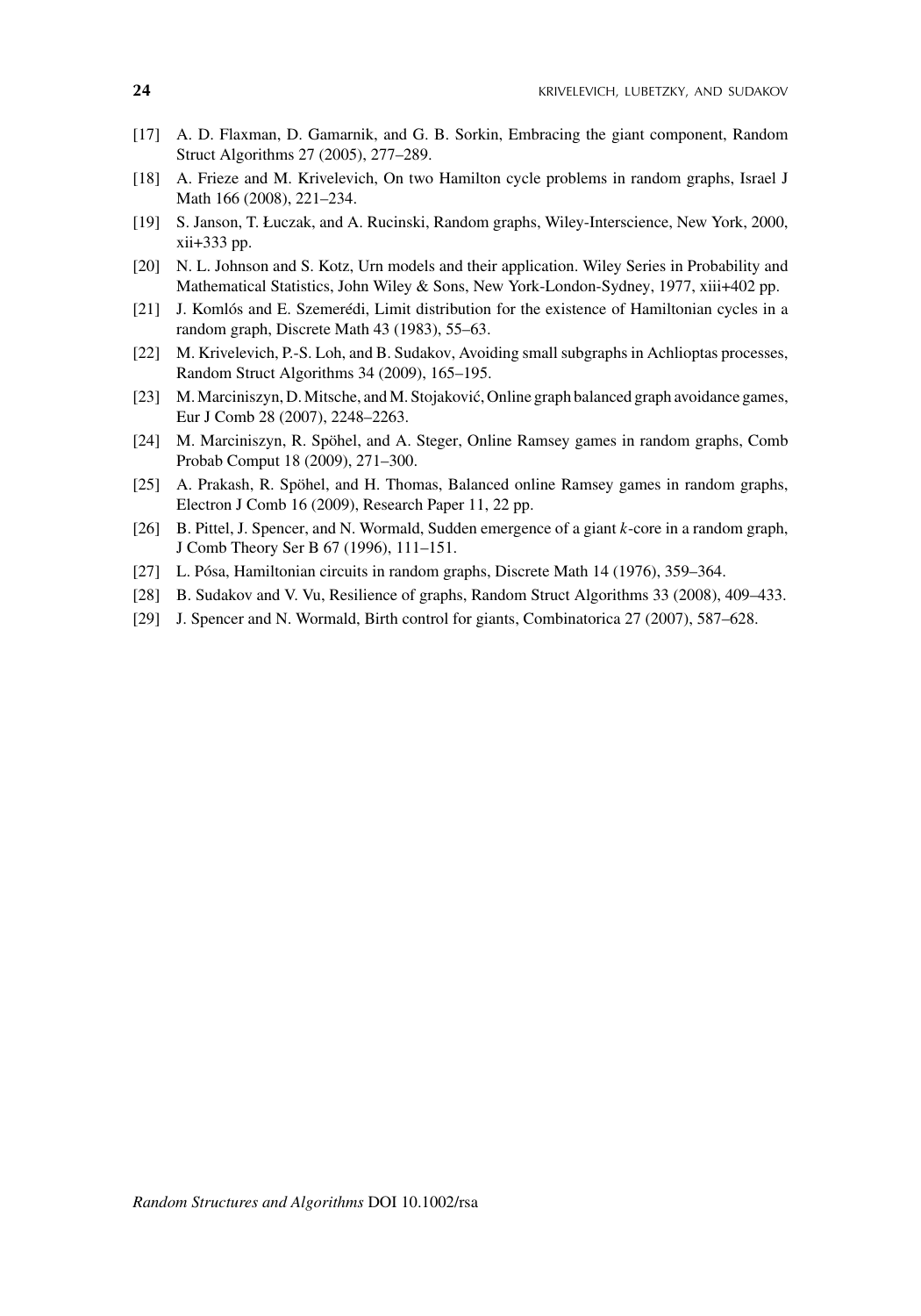[17] A. D. Flaxman, D. Gamarnik, and G. B. Sorkin, Embracing the giant component, Random Struct Algorithms 27 (2005), 277–289.

[18] A. Frieze and M. Krivelevich, On two Hamilton cycle problems in random graphs, Israel J Math 166 (2008), 221–234.

[19] S. Janson, T. Łuczak, and A. Rucinski, Random graphs, Wiley-Interscience, New York, 2000, xii+333 pp.

[20] N. L. Johnson and S. Kotz, Urn models and their application. Wiley Series in Probability and Mathematical Statistics, John Wiley & Sons, New York-London-Sydney, 1977, xiii+402 pp.

[21] J. Komlós and E. Szemerédi, Limit distribution for the existence of Hamiltonian cycles in a random graph, Discrete Math 43 (1983), 55–63.

[22] M. Krivelevich, P.-S. Loh, and B. Sudakov, Avoiding small subgraphs in Achlioptas processes, Random Struct Algorithms 34 (2009), 165–195.

[23] M. Marciniszyn, D. Mitsche, and M. Stojaković, Online graph balanced graph avoidance games, Eur J Comb 28 (2007), 2248–2263.

[24] M. Marciniszyn, R. Spöhel, and A. Steger, Online Ramsey games in random graphs, Comb Probab Comput 18 (2009), 271–300.

[25] A. Prakash, R. Spöhel, and H. Thomas, Balanced online Ramsey games in random graphs, Electron J Comb 16 (2009), Research Paper 11, 22 pp.

[26] B. Pittel, J. Spencer, and N. Wormald, Sudden emergence of a giant $k$-core in a random graph, J Comb Theory Ser B 67 (1996), 111–151.

[27] L. Pósa, Hamiltonian circuits in random graphs, Discrete Math 14 (1976), 359–364.

[28] B. Sudakov and V. Vu, Resilience of graphs, Random Struct Algorithms 33 (2008), 409–433.

[29] J. Spencer and N. Wormald, Birth control for giants, Combinatorica 27 (2007), 587–628.